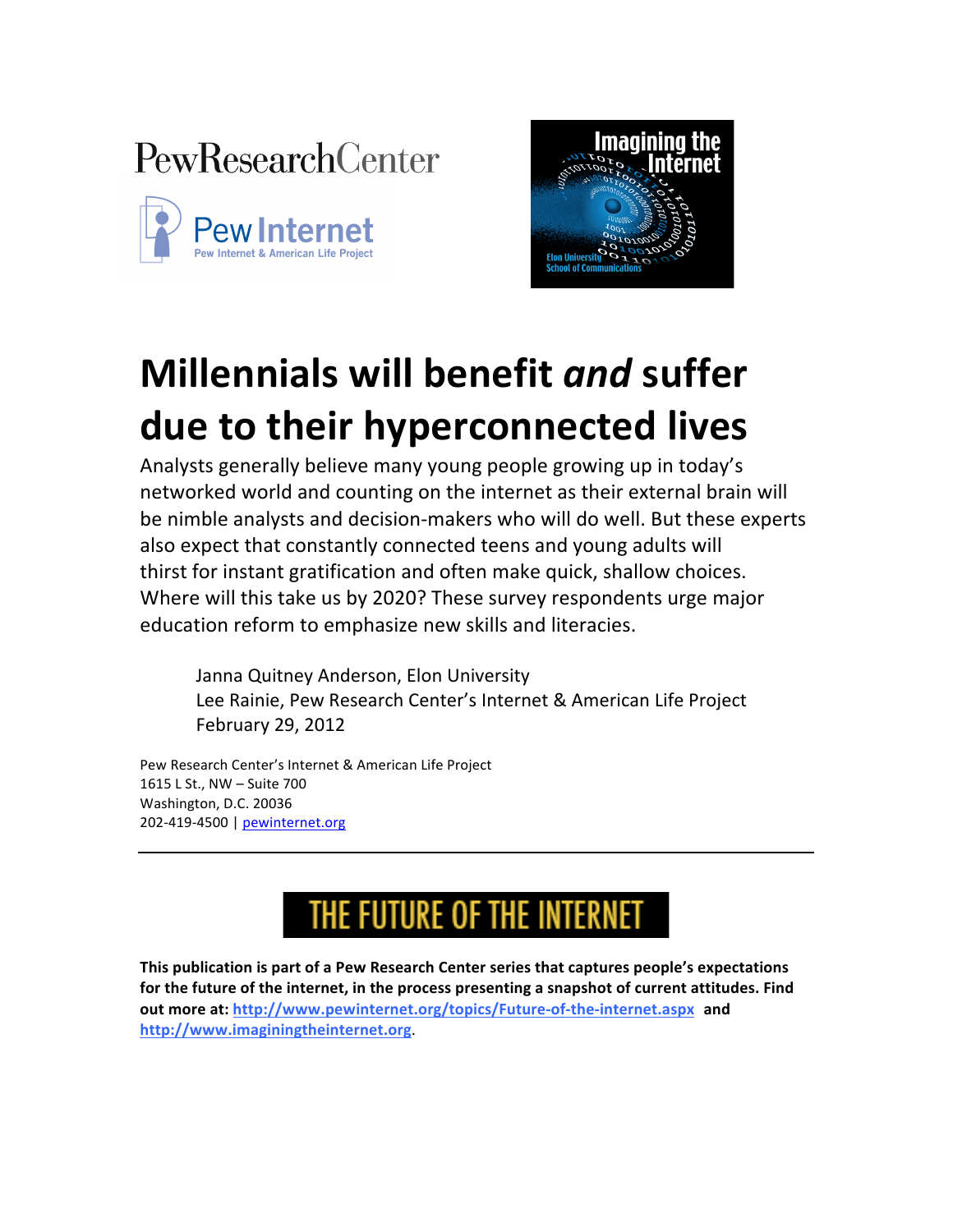PewResearchCenter

Pew Internet
Pew Internet & American Life Project

Imagining the Internet
Elon University School of Communications

# Millennials will benefit *and* suffer due to their hyperconnected lives

Analysts generally believe many young people growing up in today's networked world and counting on the internet as their external brain will be nimble analysts and decision-makers who will do well. But these experts also expect that constantly connected teens and young adults will thirst for instant gratification and often make quick, shallow choices. Where will this take us by 2020? These survey respondents urge major education reform to emphasize new skills and literacies.

Janna Quitney Anderson, Elon University
Lee Rainie, Pew Research Center's Internet & American Life Project
February 29, 2012

Pew Research Center's Internet & American Life Project
1615 L St., NW – Suite 700
Washington, D.C. 20036
202-419-4500 | pewinternet.org

---

THE FUTURE OF THE INTERNET

**This publication is part of a Pew Research Center series that captures people's expectations for the future of the internet, in the process presenting a snapshot of current attitudes. Find out more at: http://www.pewinternet.org/topics/Future-of-the-internet.aspx and http://www.imaginingtheinternet.org.**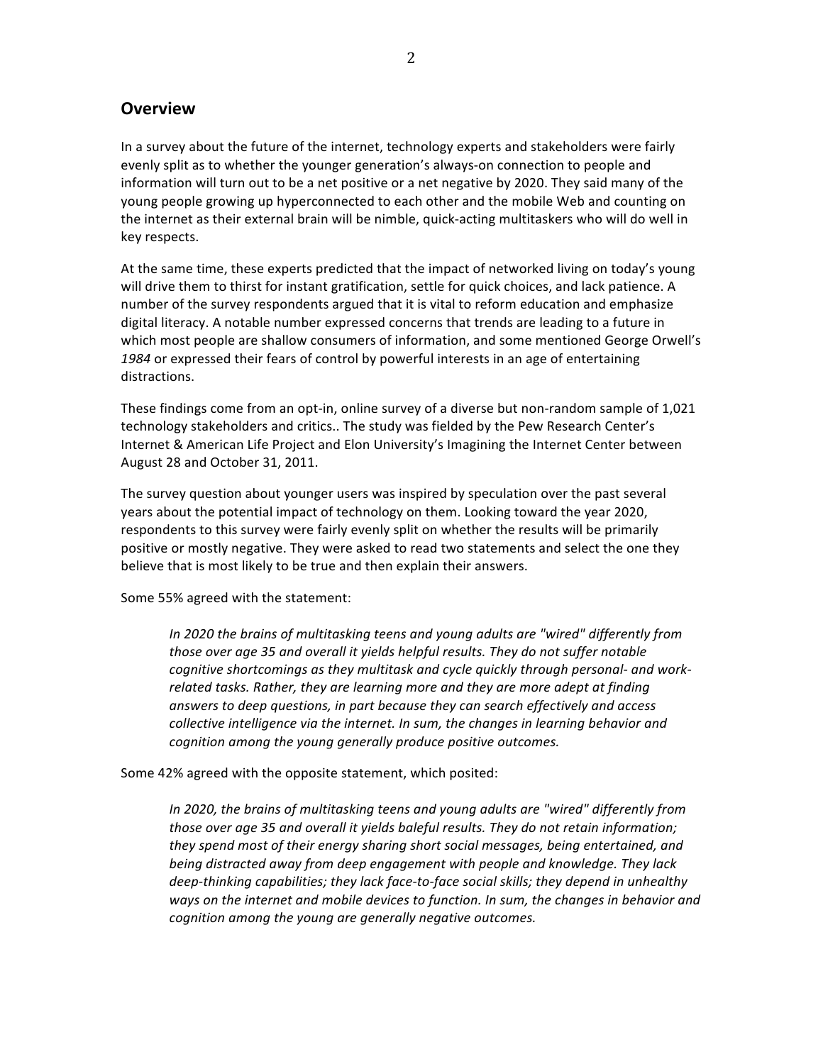## Overview

In a survey about the future of the internet, technology experts and stakeholders were fairly evenly split as to whether the younger generation's always-on connection to people and information will turn out to be a net positive or a net negative by 2020. They said many of the young people growing up hyperconnected to each other and the mobile Web and counting on the internet as their external brain will be nimble, quick-acting multitaskers who will do well in key respects.

At the same time, these experts predicted that the impact of networked living on today's young will drive them to thirst for instant gratification, settle for quick choices, and lack patience. A number of the survey respondents argued that it is vital to reform education and emphasize digital literacy. A notable number expressed concerns that trends are leading to a future in which most people are shallow consumers of information, and some mentioned George Orwell's *1984* or expressed their fears of control by powerful interests in an age of entertaining distractions.

These findings come from an opt-in, online survey of a diverse but non-random sample of 1,021 technology stakeholders and critics.. The study was fielded by the Pew Research Center's Internet & American Life Project and Elon University's Imagining the Internet Center between August 28 and October 31, 2011.

The survey question about younger users was inspired by speculation over the past several years about the potential impact of technology on them. Looking toward the year 2020, respondents to this survey were fairly evenly split on whether the results will be primarily positive or mostly negative. They were asked to read two statements and select the one they believe that is most likely to be true and then explain their answers.

Some 55% agreed with the statement:

> *In 2020 the brains of multitasking teens and young adults are "wired" differently from those over age 35 and overall it yields helpful results. They do not suffer notable cognitive shortcomings as they multitask and cycle quickly through personal- and work-related tasks. Rather, they are learning more and they are more adept at finding answers to deep questions, in part because they can search effectively and access collective intelligence via the internet. In sum, the changes in learning behavior and cognition among the young generally produce positive outcomes.*

Some 42% agreed with the opposite statement, which posited:

> *In 2020, the brains of multitasking teens and young adults are "wired" differently from those over age 35 and overall it yields baleful results. They do not retain information; they spend most of their energy sharing short social messages, being entertained, and being distracted away from deep engagement with people and knowledge. They lack deep-thinking capabilities; they lack face-to-face social skills; they depend in unhealthy ways on the internet and mobile devices to function. In sum, the changes in behavior and cognition among the young are generally negative outcomes.*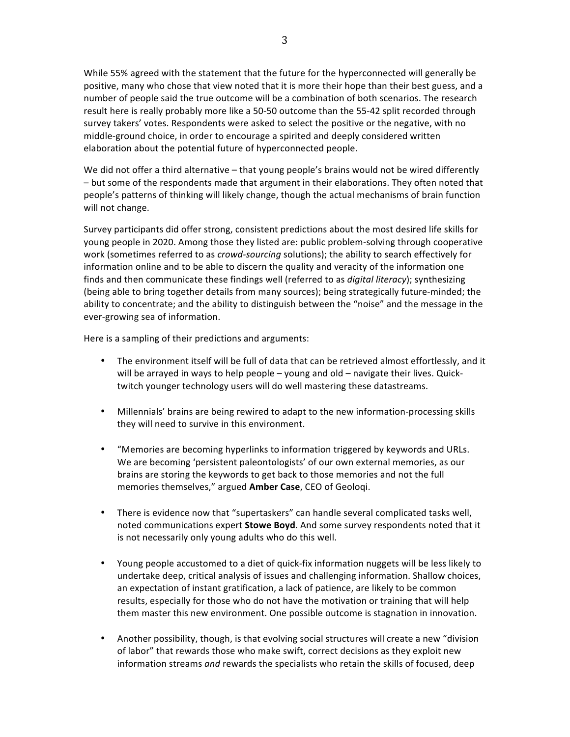While 55% agreed with the statement that the future for the hyperconnected will generally be positive, many who chose that view noted that it is more their hope than their best guess, and a number of people said the true outcome will be a combination of both scenarios. The research result here is really probably more like a 50-50 outcome than the 55-42 split recorded through survey takers' votes. Respondents were asked to select the positive or the negative, with no middle-ground choice, in order to encourage a spirited and deeply considered written elaboration about the potential future of hyperconnected people.

We did not offer a third alternative – that young people's brains would not be wired differently – but some of the respondents made that argument in their elaborations. They often noted that people's patterns of thinking will likely change, though the actual mechanisms of brain function will not change.

Survey participants did offer strong, consistent predictions about the most desired life skills for young people in 2020. Among those they listed are: public problem-solving through cooperative work (sometimes referred to as *crowd-sourcing* solutions); the ability to search effectively for information online and to be able to discern the quality and veracity of the information one finds and then communicate these findings well (referred to as *digital literacy*); synthesizing (being able to bring together details from many sources); being strategically future-minded; the ability to concentrate; and the ability to distinguish between the "noise" and the message in the ever-growing sea of information.

Here is a sampling of their predictions and arguments:

- The environment itself will be full of data that can be retrieved almost effortlessly, and it will be arrayed in ways to help people – young and old – navigate their lives. Quick-twitch younger technology users will do well mastering these datastreams.

- Millennials' brains are being rewired to adapt to the new information-processing skills they will need to survive in this environment.

- "Memories are becoming hyperlinks to information triggered by keywords and URLs. We are becoming 'persistent paleontologists' of our own external memories, as our brains are storing the keywords to get back to those memories and not the full memories themselves," argued **Amber Case**, CEO of Geoloqi.

- There is evidence now that "supertaskers" can handle several complicated tasks well, noted communications expert **Stowe Boyd**. And some survey respondents noted that it is not necessarily only young adults who do this well.

- Young people accustomed to a diet of quick-fix information nuggets will be less likely to undertake deep, critical analysis of issues and challenging information. Shallow choices, an expectation of instant gratification, a lack of patience, are likely to be common results, especially for those who do not have the motivation or training that will help them master this new environment. One possible outcome is stagnation in innovation.

- Another possibility, though, is that evolving social structures will create a new "division of labor" that rewards those who make swift, correct decisions as they exploit new information streams *and* rewards the specialists who retain the skills of focused, deep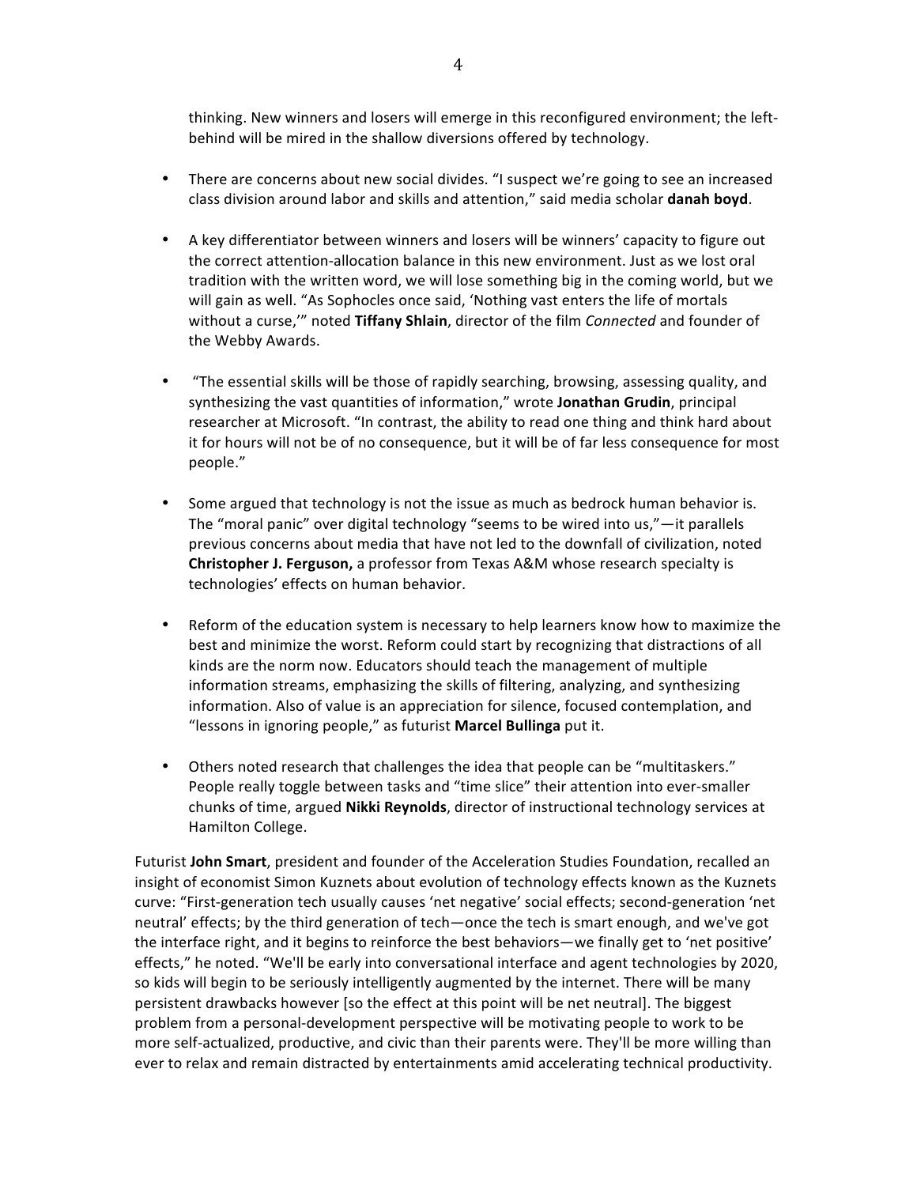thinking. New winners and losers will emerge in this reconfigured environment; the left-behind will be mired in the shallow diversions offered by technology.

- There are concerns about new social divides. "I suspect we're going to see an increased class division around labor and skills and attention," said media scholar **danah boyd**.

- A key differentiator between winners and losers will be winners' capacity to figure out the correct attention-allocation balance in this new environment. Just as we lost oral tradition with the written word, we will lose something big in the coming world, but we will gain as well. "As Sophocles once said, 'Nothing vast enters the life of mortals without a curse,'" noted **Tiffany Shlain**, director of the film *Connected* and founder of the Webby Awards.

- "The essential skills will be those of rapidly searching, browsing, assessing quality, and synthesizing the vast quantities of information," wrote **Jonathan Grudin**, principal researcher at Microsoft. "In contrast, the ability to read one thing and think hard about it for hours will not be of no consequence, but it will be of far less consequence for most people."

- Some argued that technology is not the issue as much as bedrock human behavior is. The "moral panic" over digital technology "seems to be wired into us,"—it parallels previous concerns about media that have not led to the downfall of civilization, noted **Christopher J. Ferguson,** a professor from Texas A&M whose research specialty is technologies' effects on human behavior.

- Reform of the education system is necessary to help learners know how to maximize the best and minimize the worst. Reform could start by recognizing that distractions of all kinds are the norm now. Educators should teach the management of multiple information streams, emphasizing the skills of filtering, analyzing, and synthesizing information. Also of value is an appreciation for silence, focused contemplation, and "lessons in ignoring people," as futurist **Marcel Bullinga** put it.

- Others noted research that challenges the idea that people can be "multitaskers." People really toggle between tasks and "time slice" their attention into ever-smaller chunks of time, argued **Nikki Reynolds**, director of instructional technology services at Hamilton College.

Futurist **John Smart**, president and founder of the Acceleration Studies Foundation, recalled an insight of economist Simon Kuznets about evolution of technology effects known as the Kuznets curve: "First-generation tech usually causes 'net negative' social effects; second-generation 'net neutral' effects; by the third generation of tech—once the tech is smart enough, and we've got the interface right, and it begins to reinforce the best behaviors—we finally get to 'net positive' effects," he noted. "We'll be early into conversational interface and agent technologies by 2020, so kids will begin to be seriously intelligently augmented by the internet. There will be many persistent drawbacks however [so the effect at this point will be net neutral]. The biggest problem from a personal-development perspective will be motivating people to work to be more self-actualized, productive, and civic than their parents were. They'll be more willing than ever to relax and remain distracted by entertainments amid accelerating technical productivity.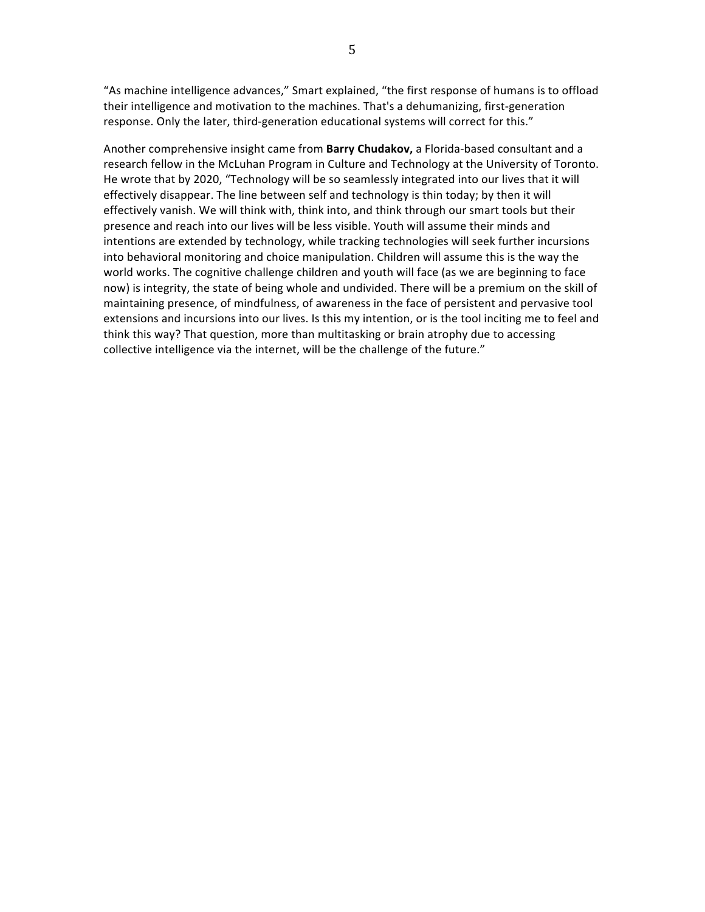"As machine intelligence advances," Smart explained, "the first response of humans is to offload their intelligence and motivation to the machines. That's a dehumanizing, first-generation response. Only the later, third-generation educational systems will correct for this."

Another comprehensive insight came from **Barry Chudakov,** a Florida-based consultant and a research fellow in the McLuhan Program in Culture and Technology at the University of Toronto. He wrote that by 2020, "Technology will be so seamlessly integrated into our lives that it will effectively disappear. The line between self and technology is thin today; by then it will effectively vanish. We will think with, think into, and think through our smart tools but their presence and reach into our lives will be less visible. Youth will assume their minds and intentions are extended by technology, while tracking technologies will seek further incursions into behavioral monitoring and choice manipulation. Children will assume this is the way the world works. The cognitive challenge children and youth will face (as we are beginning to face now) is integrity, the state of being whole and undivided. There will be a premium on the skill of maintaining presence, of mindfulness, of awareness in the face of persistent and pervasive tool extensions and incursions into our lives. Is this my intention, or is the tool inciting me to feel and think this way? That question, more than multitasking or brain atrophy due to accessing collective intelligence via the internet, will be the challenge of the future."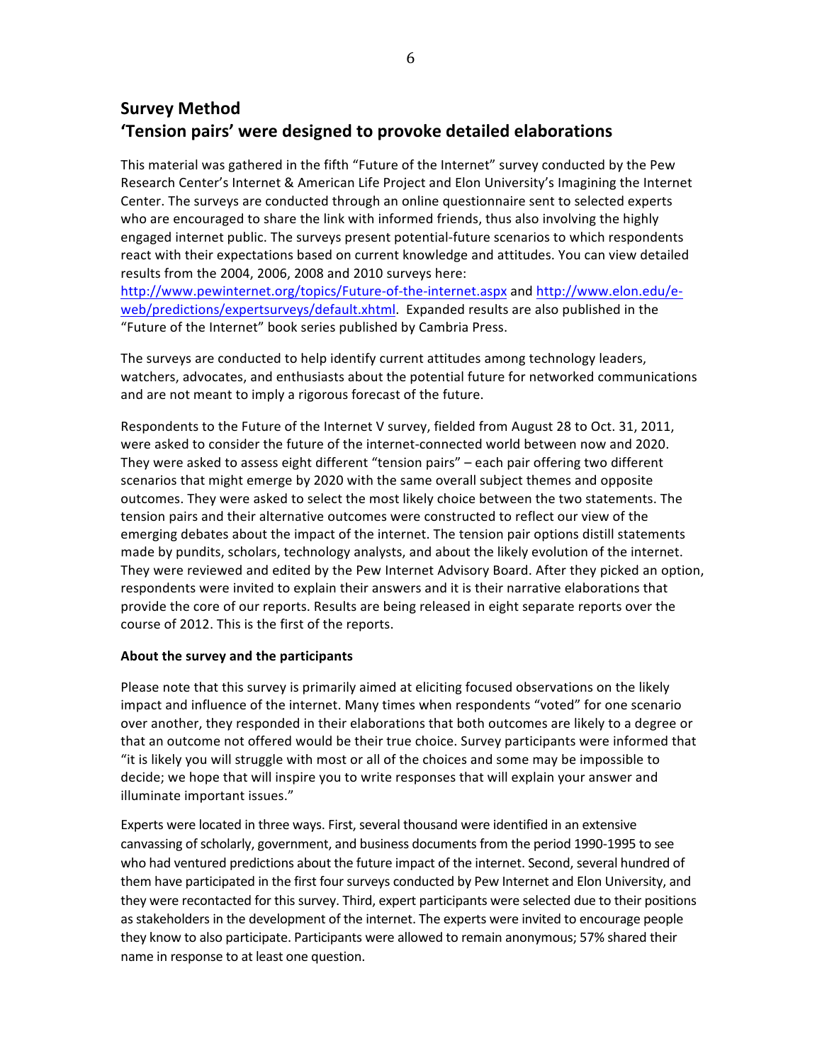## Survey Method

## 'Tension pairs' were designed to provoke detailed elaborations

This material was gathered in the fifth "Future of the Internet" survey conducted by the Pew Research Center's Internet & American Life Project and Elon University's Imagining the Internet Center. The surveys are conducted through an online questionnaire sent to selected experts who are encouraged to share the link with informed friends, thus also involving the highly engaged internet public. The surveys present potential-future scenarios to which respondents react with their expectations based on current knowledge and attitudes. You can view detailed results from the 2004, 2006, 2008 and 2010 surveys here: http://www.pewinternet.org/topics/Future-of-the-internet.aspx and http://www.elon.edu/e-web/predictions/expertsurveys/default.xhtml. Expanded results are also published in the "Future of the Internet" book series published by Cambria Press.

The surveys are conducted to help identify current attitudes among technology leaders, watchers, advocates, and enthusiasts about the potential future for networked communications and are not meant to imply a rigorous forecast of the future.

Respondents to the Future of the Internet V survey, fielded from August 28 to Oct. 31, 2011, were asked to consider the future of the internet-connected world between now and 2020. They were asked to assess eight different "tension pairs" – each pair offering two different scenarios that might emerge by 2020 with the same overall subject themes and opposite outcomes. They were asked to select the most likely choice between the two statements. The tension pairs and their alternative outcomes were constructed to reflect our view of the emerging debates about the impact of the internet. The tension pair options distill statements made by pundits, scholars, technology analysts, and about the likely evolution of the internet. They were reviewed and edited by the Pew Internet Advisory Board. After they picked an option, respondents were invited to explain their answers and it is their narrative elaborations that provide the core of our reports. Results are being released in eight separate reports over the course of 2012. This is the first of the reports.

**About the survey and the participants**

Please note that this survey is primarily aimed at eliciting focused observations on the likely impact and influence of the internet. Many times when respondents "voted" for one scenario over another, they responded in their elaborations that both outcomes are likely to a degree or that an outcome not offered would be their true choice. Survey participants were informed that "it is likely you will struggle with most or all of the choices and some may be impossible to decide; we hope that will inspire you to write responses that will explain your answer and illuminate important issues."

Experts were located in three ways. First, several thousand were identified in an extensive canvassing of scholarly, government, and business documents from the period 1990-1995 to see who had ventured predictions about the future impact of the internet. Second, several hundred of them have participated in the first four surveys conducted by Pew Internet and Elon University, and they were recontacted for this survey. Third, expert participants were selected due to their positions as stakeholders in the development of the internet. The experts were invited to encourage people they know to also participate. Participants were allowed to remain anonymous; 57% shared their name in response to at least one question.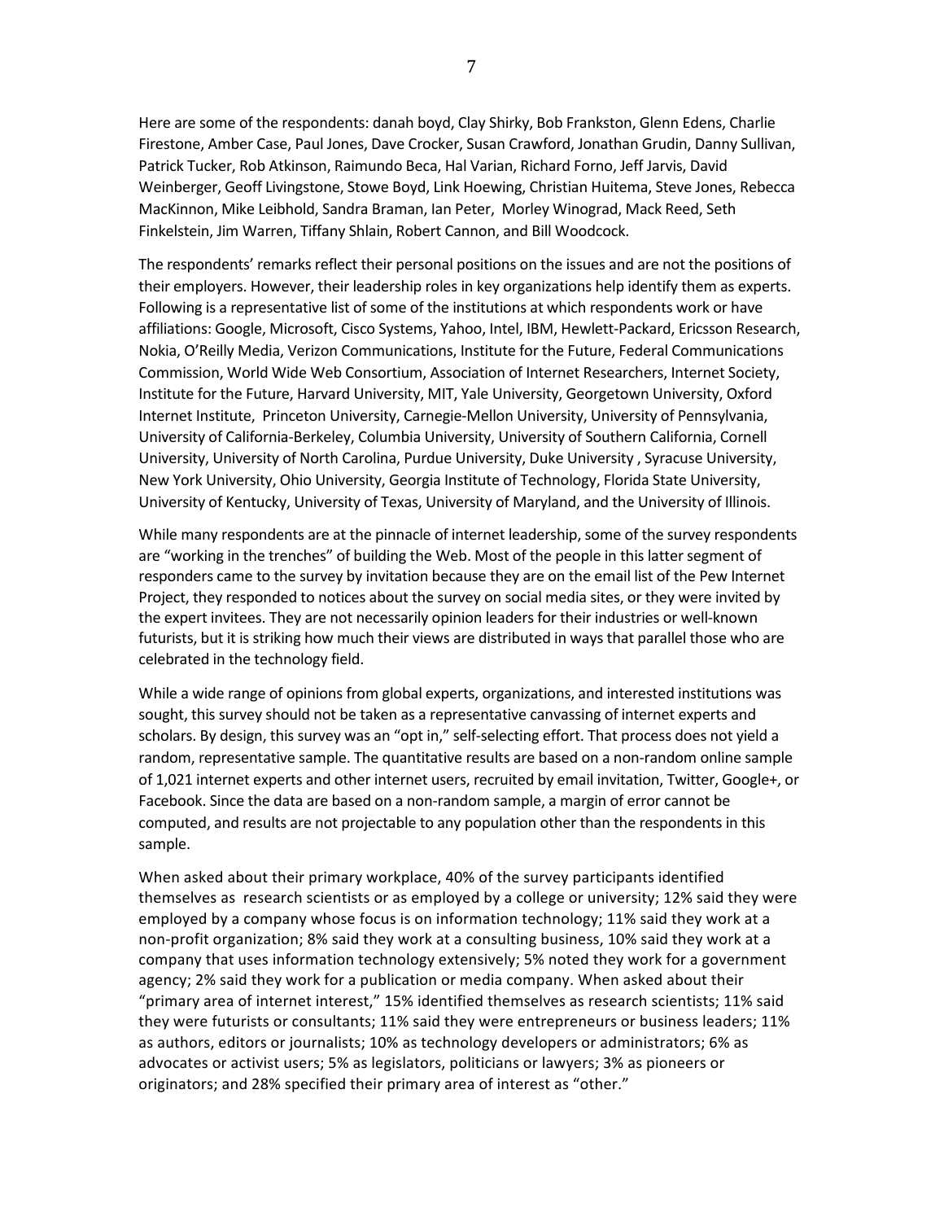Here are some of the respondents: danah boyd, Clay Shirky, Bob Frankston, Glenn Edens, Charlie Firestone, Amber Case, Paul Jones, Dave Crocker, Susan Crawford, Jonathan Grudin, Danny Sullivan, Patrick Tucker, Rob Atkinson, Raimundo Beca, Hal Varian, Richard Forno, Jeff Jarvis, David Weinberger, Geoff Livingstone, Stowe Boyd, Link Hoewing, Christian Huitema, Steve Jones, Rebecca MacKinnon, Mike Leibhold, Sandra Braman, Ian Peter, Morley Winograd, Mack Reed, Seth Finkelstein, Jim Warren, Tiffany Shlain, Robert Cannon, and Bill Woodcock.

The respondents' remarks reflect their personal positions on the issues and are not the positions of their employers. However, their leadership roles in key organizations help identify them as experts. Following is a representative list of some of the institutions at which respondents work or have affiliations: Google, Microsoft, Cisco Systems, Yahoo, Intel, IBM, Hewlett-Packard, Ericsson Research, Nokia, O'Reilly Media, Verizon Communications, Institute for the Future, Federal Communications Commission, World Wide Web Consortium, Association of Internet Researchers, Internet Society, Institute for the Future, Harvard University, MIT, Yale University, Georgetown University, Oxford Internet Institute, Princeton University, Carnegie-Mellon University, University of Pennsylvania, University of California-Berkeley, Columbia University, University of Southern California, Cornell University, University of North Carolina, Purdue University, Duke University , Syracuse University, New York University, Ohio University, Georgia Institute of Technology, Florida State University, University of Kentucky, University of Texas, University of Maryland, and the University of Illinois.

While many respondents are at the pinnacle of internet leadership, some of the survey respondents are "working in the trenches" of building the Web. Most of the people in this latter segment of responders came to the survey by invitation because they are on the email list of the Pew Internet Project, they responded to notices about the survey on social media sites, or they were invited by the expert invitees. They are not necessarily opinion leaders for their industries or well-known futurists, but it is striking how much their views are distributed in ways that parallel those who are celebrated in the technology field.

While a wide range of opinions from global experts, organizations, and interested institutions was sought, this survey should not be taken as a representative canvassing of internet experts and scholars. By design, this survey was an "opt in," self-selecting effort. That process does not yield a random, representative sample. The quantitative results are based on a non-random online sample of 1,021 internet experts and other internet users, recruited by email invitation, Twitter, Google+, or Facebook. Since the data are based on a non-random sample, a margin of error cannot be computed, and results are not projectable to any population other than the respondents in this sample.

When asked about their primary workplace, 40% of the survey participants identified themselves as research scientists or as employed by a college or university; 12% said they were employed by a company whose focus is on information technology; 11% said they work at a non-profit organization; 8% said they work at a consulting business, 10% said they work at a company that uses information technology extensively; 5% noted they work for a government agency; 2% said they work for a publication or media company. When asked about their "primary area of internet interest," 15% identified themselves as research scientists; 11% said they were futurists or consultants; 11% said they were entrepreneurs or business leaders; 11% as authors, editors or journalists; 10% as technology developers or administrators; 6% as advocates or activist users; 5% as legislators, politicians or lawyers; 3% as pioneers or originators; and 28% specified their primary area of interest as "other."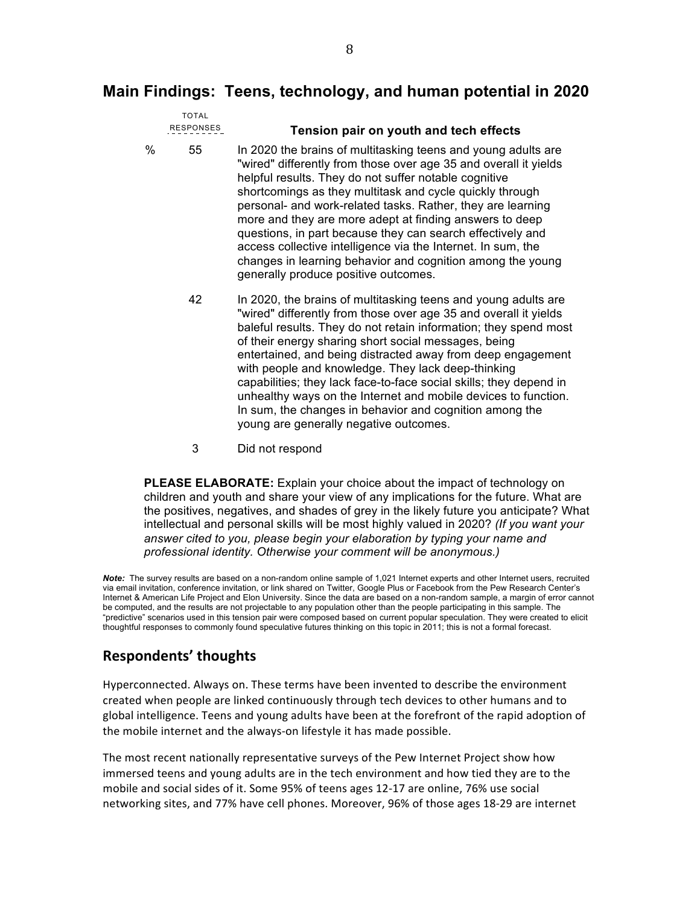## Main Findings: Teens, technology, and human potential in 2020

| | TOTAL RESPONSES | Tension pair on youth and tech effects |
|---|---|---|
| % | 55 | In 2020 the brains of multitasking teens and young adults are "wired" differently from those over age 35 and overall it yields helpful results. They do not suffer notable cognitive shortcomings as they multitask and cycle quickly through personal- and work-related tasks. Rather, they are learning more and they are more adept at finding answers to deep questions, in part because they can search effectively and access collective intelligence via the Internet. In sum, the changes in learning behavior and cognition among the young generally produce positive outcomes. |
| | 42 | In 2020, the brains of multitasking teens and young adults are "wired" differently from those over age 35 and overall it yields baleful results. They do not retain information; they spend most of their energy sharing short social messages, being entertained, and being distracted away from deep engagement with people and knowledge. They lack deep-thinking capabilities; they lack face-to-face social skills; they depend in unhealthy ways on the Internet and mobile devices to function. In sum, the changes in behavior and cognition among the young are generally negative outcomes. |
| | 3 | Did not respond |

**PLEASE ELABORATE:** Explain your choice about the impact of technology on children and youth and share your view of any implications for the future. What are the positives, negatives, and shades of grey in the likely future you anticipate? What intellectual and personal skills will be most highly valued in 2020? *(If you want your answer cited to you, please begin your elaboration by typing your name and professional identity. Otherwise your comment will be anonymous.)*

***Note:*** The survey results are based on a non-random online sample of 1,021 Internet experts and other Internet users, recruited via email invitation, conference invitation, or link shared on Twitter, Google Plus or Facebook from the Pew Research Center's Internet & American Life Project and Elon University. Since the data are based on a non-random sample, a margin of error cannot be computed, and the results are not projectable to any population other than the people participating in this sample. The "predictive" scenarios used in this tension pair were composed based on current popular speculation. They were created to elicit thoughtful responses to commonly found speculative futures thinking on this topic in 2011; this is not a formal forecast.

## Respondents' thoughts

Hyperconnected. Always on. These terms have been invented to describe the environment created when people are linked continuously through tech devices to other humans and to global intelligence. Teens and young adults have been at the forefront of the rapid adoption of the mobile internet and the always-on lifestyle it has made possible.

The most recent nationally representative surveys of the Pew Internet Project show how immersed teens and young adults are in the tech environment and how tied they are to the mobile and social sides of it. Some 95% of teens ages 12-17 are online, 76% use social networking sites, and 77% have cell phones. Moreover, 96% of those ages 18-29 are internet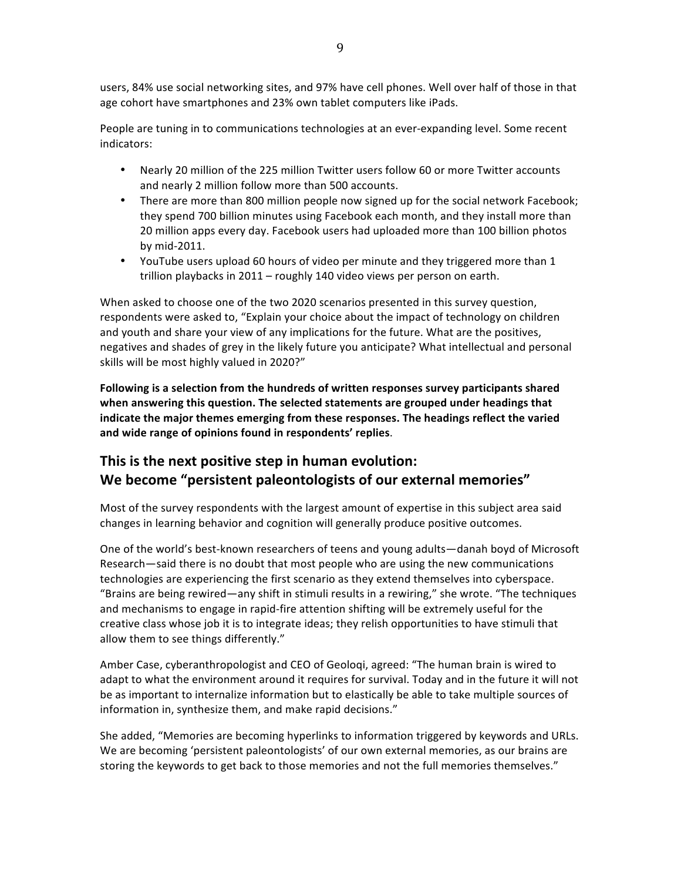users, 84% use social networking sites, and 97% have cell phones. Well over half of those in that age cohort have smartphones and 23% own tablet computers like iPads.

People are tuning in to communications technologies at an ever-expanding level. Some recent indicators:

- Nearly 20 million of the 225 million Twitter users follow 60 or more Twitter accounts and nearly 2 million follow more than 500 accounts.
- There are more than 800 million people now signed up for the social network Facebook; they spend 700 billion minutes using Facebook each month, and they install more than 20 million apps every day. Facebook users had uploaded more than 100 billion photos by mid-2011.
- YouTube users upload 60 hours of video per minute and they triggered more than 1 trillion playbacks in 2011 – roughly 140 video views per person on earth.

When asked to choose one of the two 2020 scenarios presented in this survey question, respondents were asked to, "Explain your choice about the impact of technology on children and youth and share your view of any implications for the future. What are the positives, negatives and shades of grey in the likely future you anticipate? What intellectual and personal skills will be most highly valued in 2020?"

**Following is a selection from the hundreds of written responses survey participants shared when answering this question. The selected statements are grouped under headings that indicate the major themes emerging from these responses. The headings reflect the varied and wide range of opinions found in respondents' replies**.

## This is the next positive step in human evolution: We become "persistent paleontologists of our external memories"

Most of the survey respondents with the largest amount of expertise in this subject area said changes in learning behavior and cognition will generally produce positive outcomes.

One of the world's best-known researchers of teens and young adults—danah boyd of Microsoft Research—said there is no doubt that most people who are using the new communications technologies are experiencing the first scenario as they extend themselves into cyberspace. "Brains are being rewired—any shift in stimuli results in a rewiring," she wrote. "The techniques and mechanisms to engage in rapid-fire attention shifting will be extremely useful for the creative class whose job it is to integrate ideas; they relish opportunities to have stimuli that allow them to see things differently."

Amber Case, cyberanthropologist and CEO of Geoloqi, agreed: "The human brain is wired to adapt to what the environment around it requires for survival. Today and in the future it will not be as important to internalize information but to elastically be able to take multiple sources of information in, synthesize them, and make rapid decisions."

She added, "Memories are becoming hyperlinks to information triggered by keywords and URLs. We are becoming 'persistent paleontologists' of our own external memories, as our brains are storing the keywords to get back to those memories and not the full memories themselves."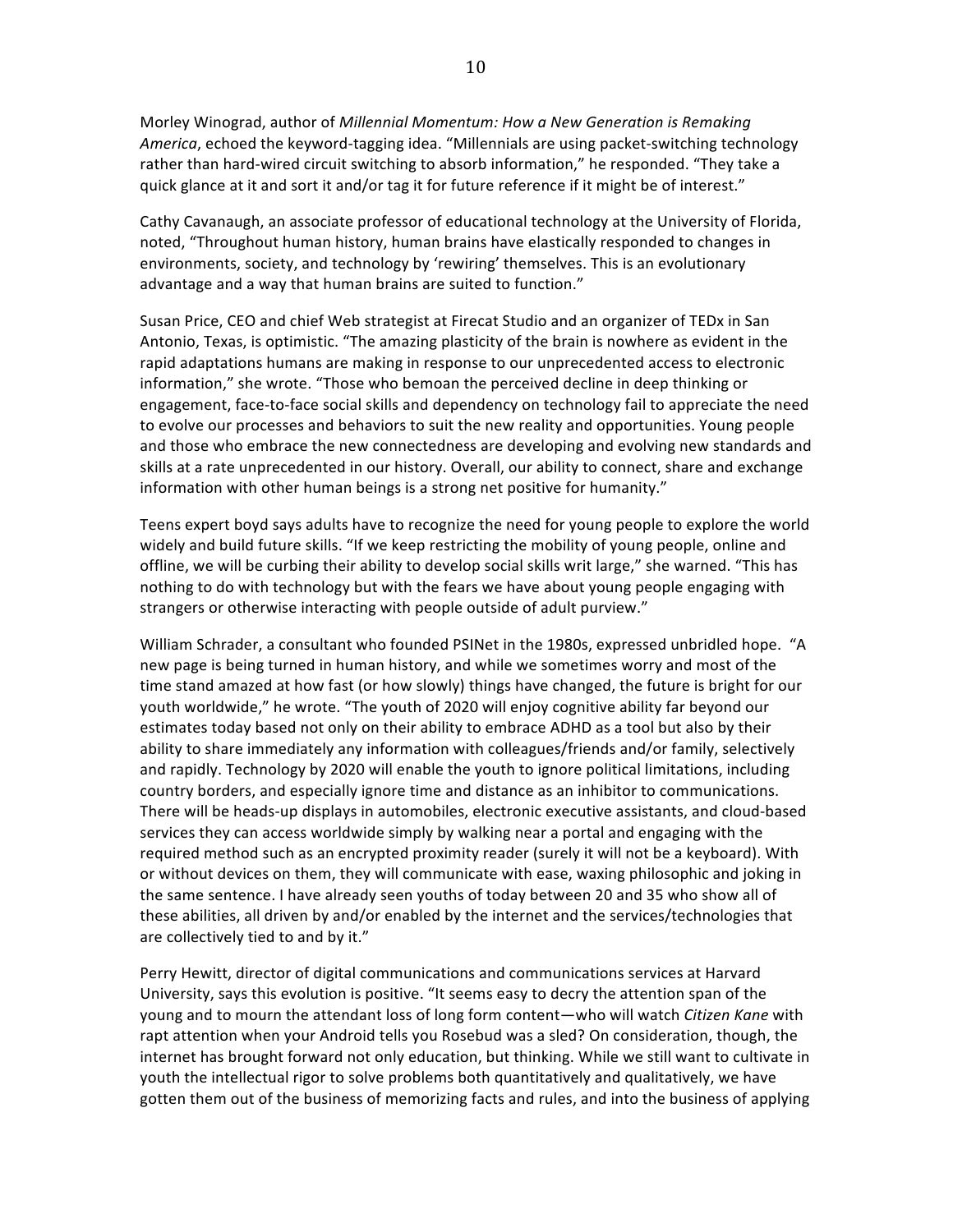Morley Winograd, author of *Millennial Momentum: How a New Generation is Remaking America*, echoed the keyword-tagging idea. "Millennials are using packet-switching technology rather than hard-wired circuit switching to absorb information," he responded. "They take a quick glance at it and sort it and/or tag it for future reference if it might be of interest."

Cathy Cavanaugh, an associate professor of educational technology at the University of Florida, noted, "Throughout human history, human brains have elastically responded to changes in environments, society, and technology by 'rewiring' themselves. This is an evolutionary advantage and a way that human brains are suited to function."

Susan Price, CEO and chief Web strategist at Firecat Studio and an organizer of TEDx in San Antonio, Texas, is optimistic. "The amazing plasticity of the brain is nowhere as evident in the rapid adaptations humans are making in response to our unprecedented access to electronic information," she wrote. "Those who bemoan the perceived decline in deep thinking or engagement, face-to-face social skills and dependency on technology fail to appreciate the need to evolve our processes and behaviors to suit the new reality and opportunities. Young people and those who embrace the new connectedness are developing and evolving new standards and skills at a rate unprecedented in our history. Overall, our ability to connect, share and exchange information with other human beings is a strong net positive for humanity."

Teens expert boyd says adults have to recognize the need for young people to explore the world widely and build future skills. "If we keep restricting the mobility of young people, online and offline, we will be curbing their ability to develop social skills writ large," she warned. "This has nothing to do with technology but with the fears we have about young people engaging with strangers or otherwise interacting with people outside of adult purview."

William Schrader, a consultant who founded PSINet in the 1980s, expressed unbridled hope. "A new page is being turned in human history, and while we sometimes worry and most of the time stand amazed at how fast (or how slowly) things have changed, the future is bright for our youth worldwide," he wrote. "The youth of 2020 will enjoy cognitive ability far beyond our estimates today based not only on their ability to embrace ADHD as a tool but also by their ability to share immediately any information with colleagues/friends and/or family, selectively and rapidly. Technology by 2020 will enable the youth to ignore political limitations, including country borders, and especially ignore time and distance as an inhibitor to communications. There will be heads-up displays in automobiles, electronic executive assistants, and cloud-based services they can access worldwide simply by walking near a portal and engaging with the required method such as an encrypted proximity reader (surely it will not be a keyboard). With or without devices on them, they will communicate with ease, waxing philosophic and joking in the same sentence. I have already seen youths of today between 20 and 35 who show all of these abilities, all driven by and/or enabled by the internet and the services/technologies that are collectively tied to and by it."

Perry Hewitt, director of digital communications and communications services at Harvard University, says this evolution is positive. "It seems easy to decry the attention span of the young and to mourn the attendant loss of long form content—who will watch *Citizen Kane* with rapt attention when your Android tells you Rosebud was a sled? On consideration, though, the internet has brought forward not only education, but thinking. While we still want to cultivate in youth the intellectual rigor to solve problems both quantitatively and qualitatively, we have gotten them out of the business of memorizing facts and rules, and into the business of applying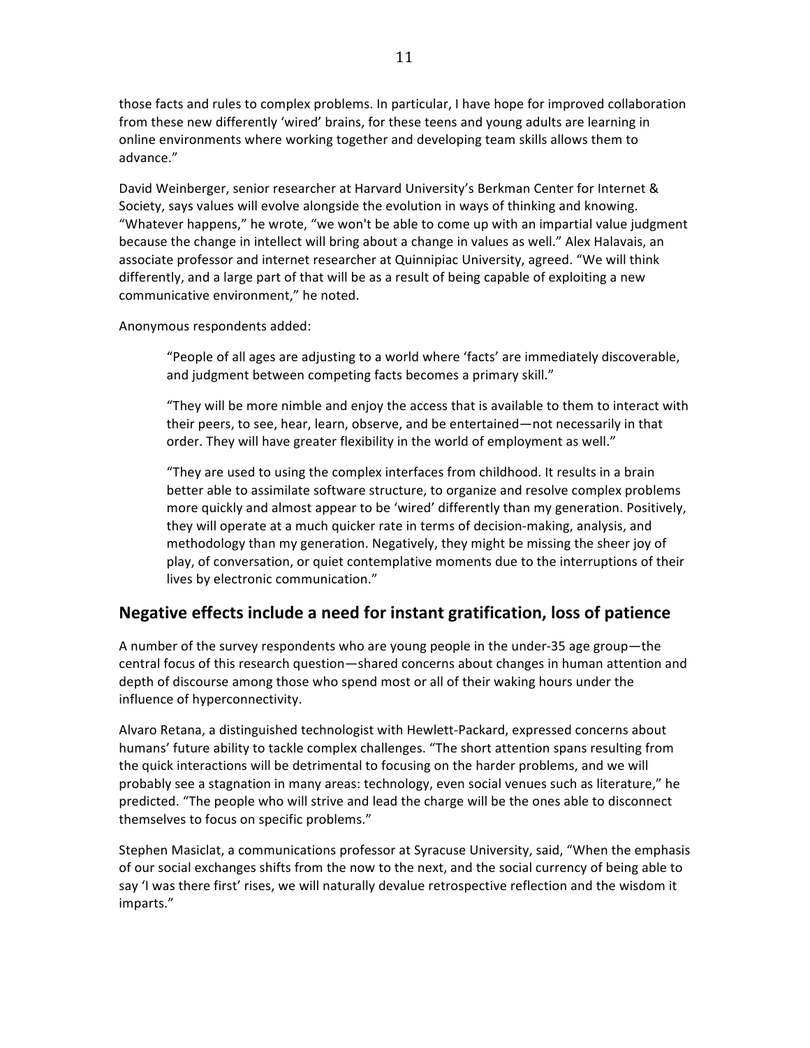those facts and rules to complex problems. In particular, I have hope for improved collaboration from these new differently 'wired' brains, for these teens and young adults are learning in online environments where working together and developing team skills allows them to advance."

David Weinberger, senior researcher at Harvard University's Berkman Center for Internet & Society, says values will evolve alongside the evolution in ways of thinking and knowing. "Whatever happens," he wrote, "we won't be able to come up with an impartial value judgment because the change in intellect will bring about a change in values as well." Alex Halavais, an associate professor and internet researcher at Quinnipiac University, agreed. "We will think differently, and a large part of that will be as a result of being capable of exploiting a new communicative environment," he noted.

Anonymous respondents added:

> "People of all ages are adjusting to a world where 'facts' are immediately discoverable, and judgment between competing facts becomes a primary skill."
>
> "They will be more nimble and enjoy the access that is available to them to interact with their peers, to see, hear, learn, observe, and be entertained—not necessarily in that order. They will have greater flexibility in the world of employment as well."
>
> "They are used to using the complex interfaces from childhood. It results in a brain better able to assimilate software structure, to organize and resolve complex problems more quickly and almost appear to be 'wired' differently than my generation. Positively, they will operate at a much quicker rate in terms of decision-making, analysis, and methodology than my generation. Negatively, they might be missing the sheer joy of play, of conversation, or quiet contemplative moments due to the interruptions of their lives by electronic communication."

## Negative effects include a need for instant gratification, loss of patience

A number of the survey respondents who are young people in the under-35 age group—the central focus of this research question—shared concerns about changes in human attention and depth of discourse among those who spend most or all of their waking hours under the influence of hyperconnectivity.

Alvaro Retana, a distinguished technologist with Hewlett-Packard, expressed concerns about humans' future ability to tackle complex challenges. "The short attention spans resulting from the quick interactions will be detrimental to focusing on the harder problems, and we will probably see a stagnation in many areas: technology, even social venues such as literature," he predicted. "The people who will strive and lead the charge will be the ones able to disconnect themselves to focus on specific problems."

Stephen Masiclat, a communications professor at Syracuse University, said, "When the emphasis of our social exchanges shifts from the now to the next, and the social currency of being able to say 'I was there first' rises, we will naturally devalue retrospective reflection and the wisdom it imparts."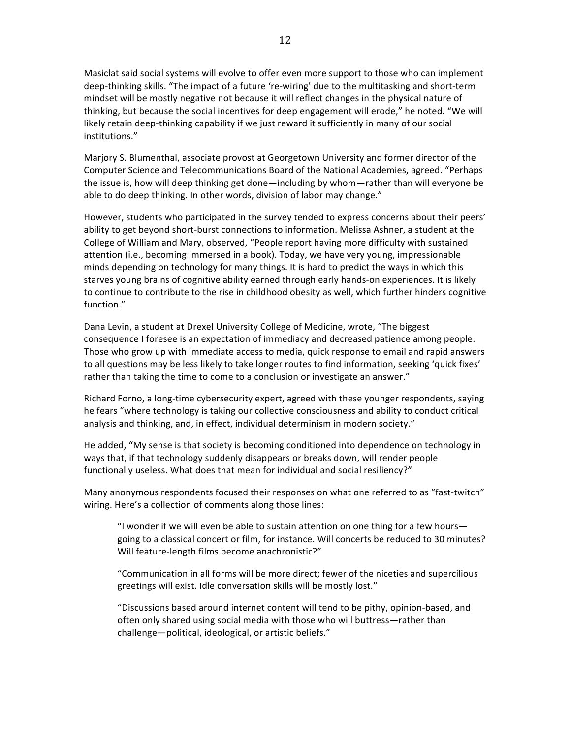Masiclat said social systems will evolve to offer even more support to those who can implement deep-thinking skills. "The impact of a future 're-wiring' due to the multitasking and short-term mindset will be mostly negative not because it will reflect changes in the physical nature of thinking, but because the social incentives for deep engagement will erode," he noted. "We will likely retain deep-thinking capability if we just reward it sufficiently in many of our social institutions."

Marjory S. Blumenthal, associate provost at Georgetown University and former director of the Computer Science and Telecommunications Board of the National Academies, agreed. "Perhaps the issue is, how will deep thinking get done—including by whom—rather than will everyone be able to do deep thinking. In other words, division of labor may change."

However, students who participated in the survey tended to express concerns about their peers' ability to get beyond short-burst connections to information. Melissa Ashner, a student at the College of William and Mary, observed, "People report having more difficulty with sustained attention (i.e., becoming immersed in a book). Today, we have very young, impressionable minds depending on technology for many things. It is hard to predict the ways in which this starves young brains of cognitive ability earned through early hands-on experiences. It is likely to continue to contribute to the rise in childhood obesity as well, which further hinders cognitive function."

Dana Levin, a student at Drexel University College of Medicine, wrote, "The biggest consequence I foresee is an expectation of immediacy and decreased patience among people. Those who grow up with immediate access to media, quick response to email and rapid answers to all questions may be less likely to take longer routes to find information, seeking 'quick fixes' rather than taking the time to come to a conclusion or investigate an answer."

Richard Forno, a long-time cybersecurity expert, agreed with these younger respondents, saying he fears "where technology is taking our collective consciousness and ability to conduct critical analysis and thinking, and, in effect, individual determinism in modern society."

He added, "My sense is that society is becoming conditioned into dependence on technology in ways that, if that technology suddenly disappears or breaks down, will render people functionally useless. What does that mean for individual and social resiliency?"

Many anonymous respondents focused their responses on what one referred to as "fast-twitch" wiring. Here's a collection of comments along those lines:

> "I wonder if we will even be able to sustain attention on one thing for a few hours—going to a classical concert or film, for instance. Will concerts be reduced to 30 minutes? Will feature-length films become anachronistic?"
>
> "Communication in all forms will be more direct; fewer of the niceties and supercilious greetings will exist. Idle conversation skills will be mostly lost."
>
> "Discussions based around internet content will tend to be pithy, opinion-based, and often only shared using social media with those who will buttress—rather than challenge—political, ideological, or artistic beliefs."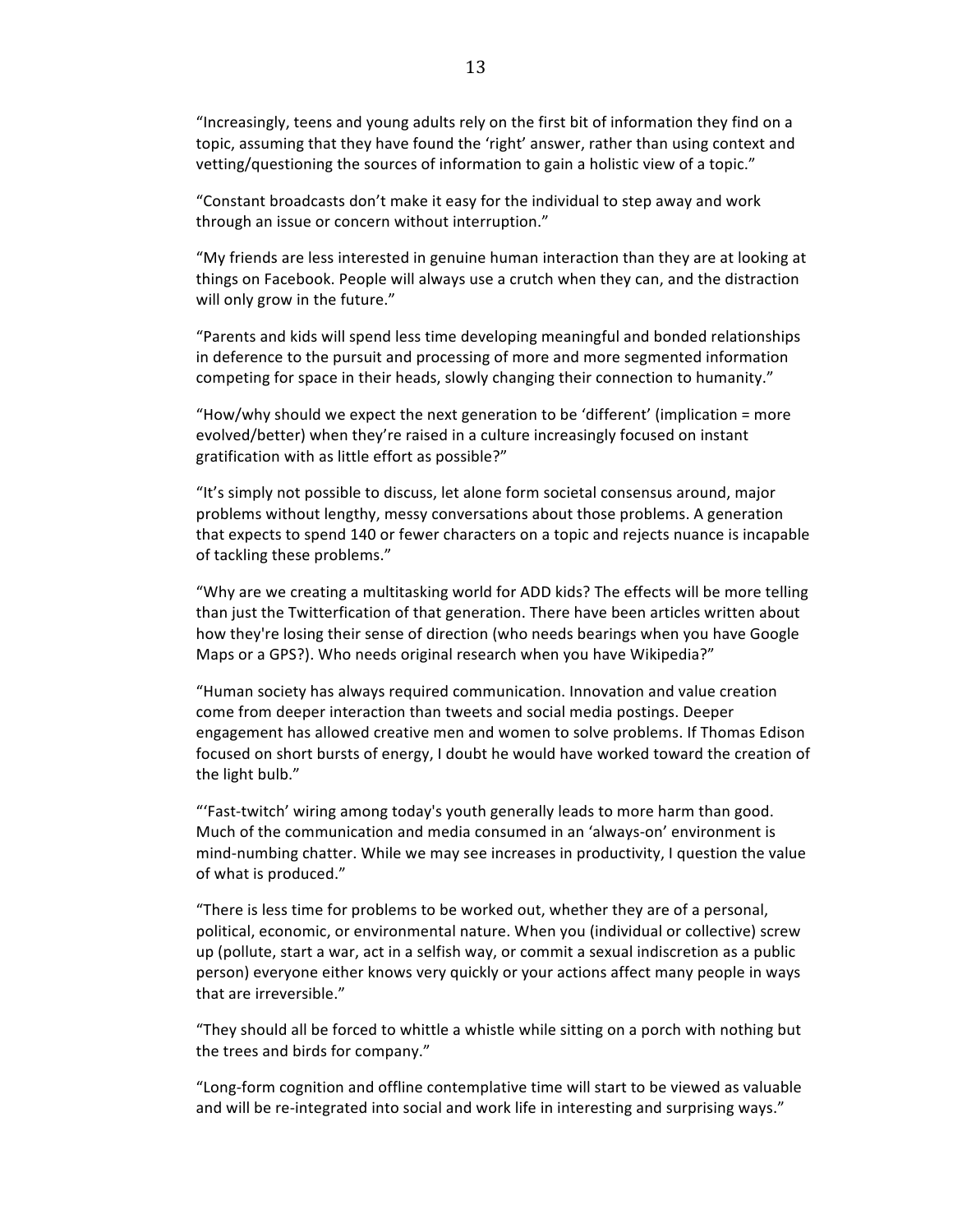"Increasingly, teens and young adults rely on the first bit of information they find on a topic, assuming that they have found the 'right' answer, rather than using context and vetting/questioning the sources of information to gain a holistic view of a topic."

"Constant broadcasts don't make it easy for the individual to step away and work through an issue or concern without interruption."

"My friends are less interested in genuine human interaction than they are at looking at things on Facebook. People will always use a crutch when they can, and the distraction will only grow in the future."

"Parents and kids will spend less time developing meaningful and bonded relationships in deference to the pursuit and processing of more and more segmented information competing for space in their heads, slowly changing their connection to humanity."

"How/why should we expect the next generation to be 'different' (implication = more evolved/better) when they're raised in a culture increasingly focused on instant gratification with as little effort as possible?"

"It's simply not possible to discuss, let alone form societal consensus around, major problems without lengthy, messy conversations about those problems. A generation that expects to spend 140 or fewer characters on a topic and rejects nuance is incapable of tackling these problems."

"Why are we creating a multitasking world for ADD kids? The effects will be more telling than just the Twitterfication of that generation. There have been articles written about how they're losing their sense of direction (who needs bearings when you have Google Maps or a GPS?). Who needs original research when you have Wikipedia?"

"Human society has always required communication. Innovation and value creation come from deeper interaction than tweets and social media postings. Deeper engagement has allowed creative men and women to solve problems. If Thomas Edison focused on short bursts of energy, I doubt he would have worked toward the creation of the light bulb."

"'Fast-twitch' wiring among today's youth generally leads to more harm than good. Much of the communication and media consumed in an 'always-on' environment is mind-numbing chatter. While we may see increases in productivity, I question the value of what is produced."

"There is less time for problems to be worked out, whether they are of a personal, political, economic, or environmental nature. When you (individual or collective) screw up (pollute, start a war, act in a selfish way, or commit a sexual indiscretion as a public person) everyone either knows very quickly or your actions affect many people in ways that are irreversible."

"They should all be forced to whittle a whistle while sitting on a porch with nothing but the trees and birds for company."

"Long-form cognition and offline contemplative time will start to be viewed as valuable and will be re-integrated into social and work life in interesting and surprising ways."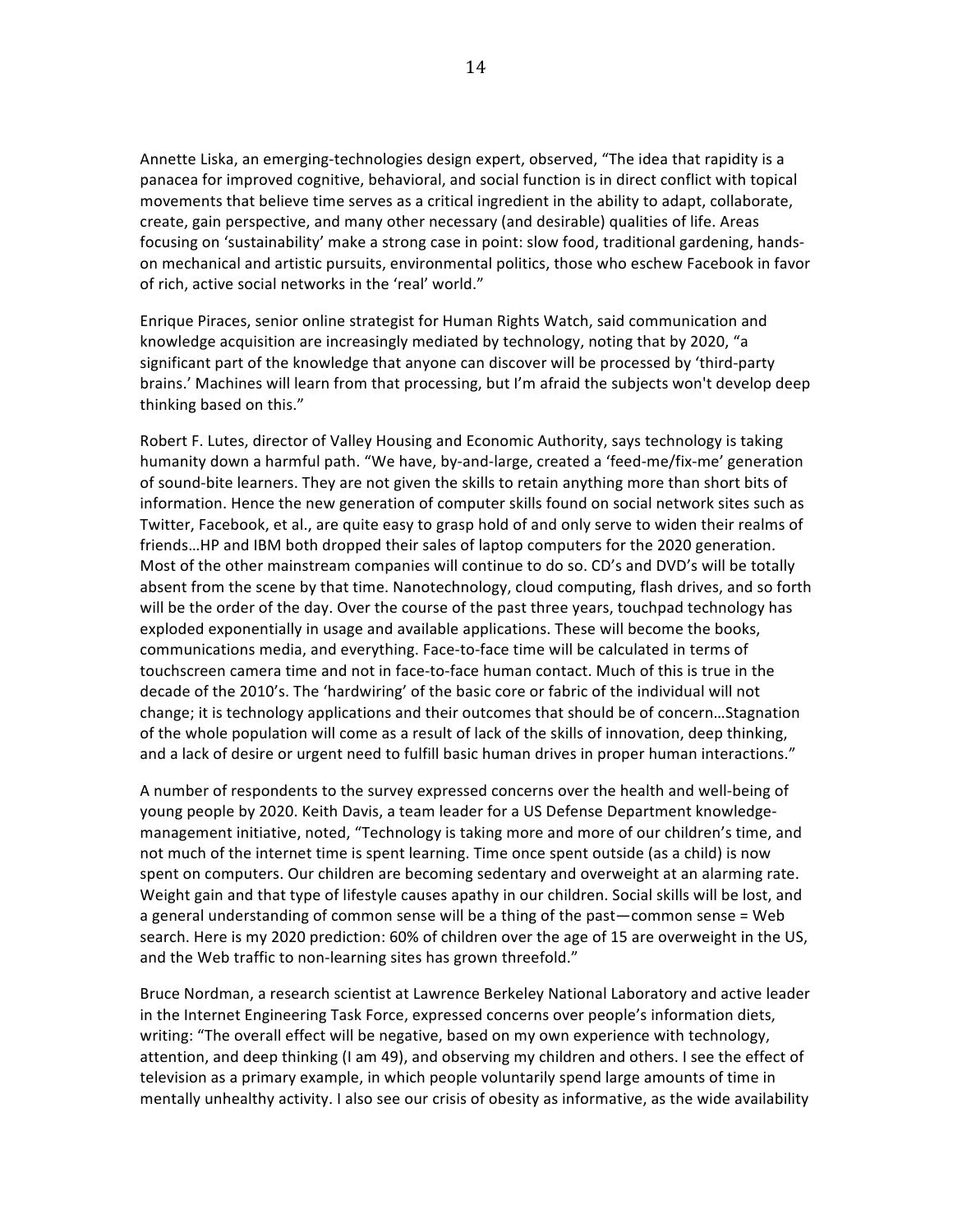Annette Liska, an emerging-technologies design expert, observed, "The idea that rapidity is a panacea for improved cognitive, behavioral, and social function is in direct conflict with topical movements that believe time serves as a critical ingredient in the ability to adapt, collaborate, create, gain perspective, and many other necessary (and desirable) qualities of life. Areas focusing on 'sustainability' make a strong case in point: slow food, traditional gardening, hands-on mechanical and artistic pursuits, environmental politics, those who eschew Facebook in favor of rich, active social networks in the 'real' world."

Enrique Piraces, senior online strategist for Human Rights Watch, said communication and knowledge acquisition are increasingly mediated by technology, noting that by 2020, "a significant part of the knowledge that anyone can discover will be processed by 'third-party brains.' Machines will learn from that processing, but I'm afraid the subjects won't develop deep thinking based on this."

Robert F. Lutes, director of Valley Housing and Economic Authority, says technology is taking humanity down a harmful path. "We have, by-and-large, created a 'feed-me/fix-me' generation of sound-bite learners. They are not given the skills to retain anything more than short bits of information. Hence the new generation of computer skills found on social network sites such as Twitter, Facebook, et al., are quite easy to grasp hold of and only serve to widen their realms of friends…HP and IBM both dropped their sales of laptop computers for the 2020 generation. Most of the other mainstream companies will continue to do so. CD's and DVD's will be totally absent from the scene by that time. Nanotechnology, cloud computing, flash drives, and so forth will be the order of the day. Over the course of the past three years, touchpad technology has exploded exponentially in usage and available applications. These will become the books, communications media, and everything. Face-to-face time will be calculated in terms of touchscreen camera time and not in face-to-face human contact. Much of this is true in the decade of the 2010's. The 'hardwiring' of the basic core or fabric of the individual will not change; it is technology applications and their outcomes that should be of concern…Stagnation of the whole population will come as a result of lack of the skills of innovation, deep thinking, and a lack of desire or urgent need to fulfill basic human drives in proper human interactions."

A number of respondents to the survey expressed concerns over the health and well-being of young people by 2020. Keith Davis, a team leader for a US Defense Department knowledge-management initiative, noted, "Technology is taking more and more of our children's time, and not much of the internet time is spent learning. Time once spent outside (as a child) is now spent on computers. Our children are becoming sedentary and overweight at an alarming rate. Weight gain and that type of lifestyle causes apathy in our children. Social skills will be lost, and a general understanding of common sense will be a thing of the past—common sense = Web search. Here is my 2020 prediction: 60% of children over the age of 15 are overweight in the US, and the Web traffic to non-learning sites has grown threefold."

Bruce Nordman, a research scientist at Lawrence Berkeley National Laboratory and active leader in the Internet Engineering Task Force, expressed concerns over people's information diets, writing: "The overall effect will be negative, based on my own experience with technology, attention, and deep thinking (I am 49), and observing my children and others. I see the effect of television as a primary example, in which people voluntarily spend large amounts of time in mentally unhealthy activity. I also see our crisis of obesity as informative, as the wide availability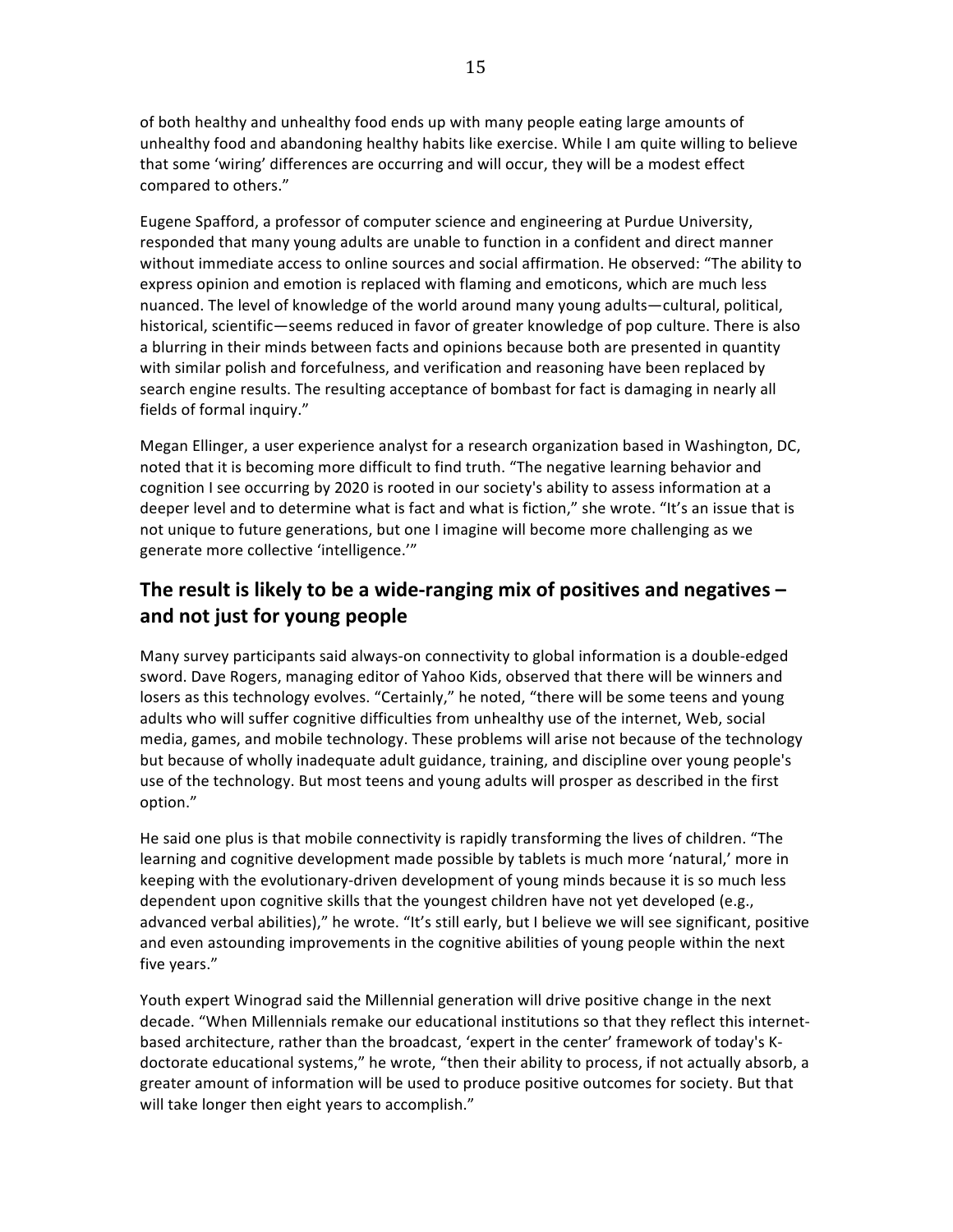of both healthy and unhealthy food ends up with many people eating large amounts of unhealthy food and abandoning healthy habits like exercise. While I am quite willing to believe that some 'wiring' differences are occurring and will occur, they will be a modest effect compared to others."

Eugene Spafford, a professor of computer science and engineering at Purdue University, responded that many young adults are unable to function in a confident and direct manner without immediate access to online sources and social affirmation. He observed: "The ability to express opinion and emotion is replaced with flaming and emoticons, which are much less nuanced. The level of knowledge of the world around many young adults—cultural, political, historical, scientific—seems reduced in favor of greater knowledge of pop culture. There is also a blurring in their minds between facts and opinions because both are presented in quantity with similar polish and forcefulness, and verification and reasoning have been replaced by search engine results. The resulting acceptance of bombast for fact is damaging in nearly all fields of formal inquiry."

Megan Ellinger, a user experience analyst for a research organization based in Washington, DC, noted that it is becoming more difficult to find truth. "The negative learning behavior and cognition I see occurring by 2020 is rooted in our society's ability to assess information at a deeper level and to determine what is fact and what is fiction," she wrote. "It's an issue that is not unique to future generations, but one I imagine will become more challenging as we generate more collective 'intelligence.'"

## The result is likely to be a wide-ranging mix of positives and negatives – and not just for young people

Many survey participants said always-on connectivity to global information is a double-edged sword. Dave Rogers, managing editor of Yahoo Kids, observed that there will be winners and losers as this technology evolves. "Certainly," he noted, "there will be some teens and young adults who will suffer cognitive difficulties from unhealthy use of the internet, Web, social media, games, and mobile technology. These problems will arise not because of the technology but because of wholly inadequate adult guidance, training, and discipline over young people's use of the technology. But most teens and young adults will prosper as described in the first option."

He said one plus is that mobile connectivity is rapidly transforming the lives of children. "The learning and cognitive development made possible by tablets is much more 'natural,' more in keeping with the evolutionary-driven development of young minds because it is so much less dependent upon cognitive skills that the youngest children have not yet developed (e.g., advanced verbal abilities)," he wrote. "It's still early, but I believe we will see significant, positive and even astounding improvements in the cognitive abilities of young people within the next five years."

Youth expert Winograd said the Millennial generation will drive positive change in the next decade. "When Millennials remake our educational institutions so that they reflect this internet-based architecture, rather than the broadcast, 'expert in the center' framework of today's K-doctorate educational systems," he wrote, "then their ability to process, if not actually absorb, a greater amount of information will be used to produce positive outcomes for society. But that will take longer then eight years to accomplish."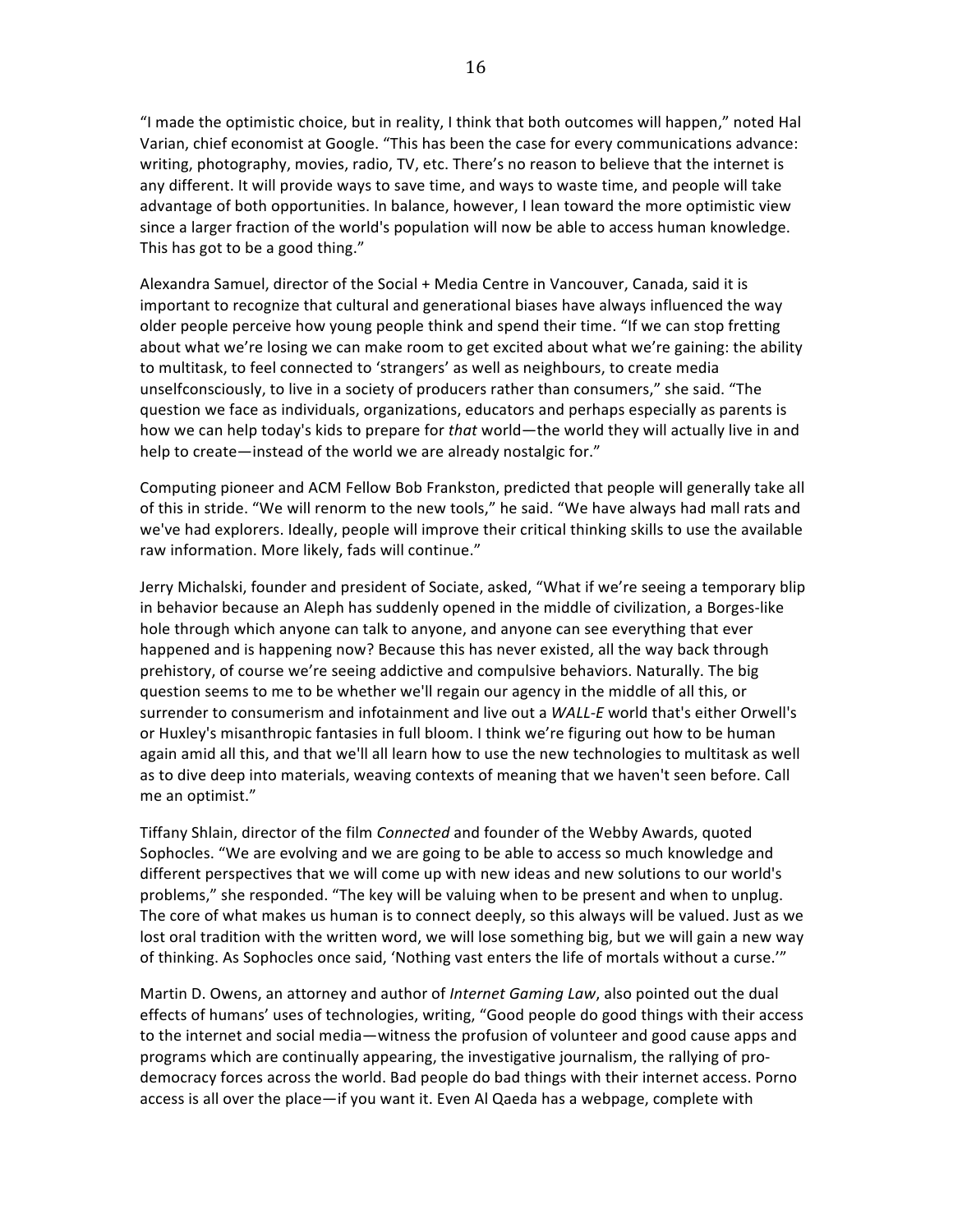"I made the optimistic choice, but in reality, I think that both outcomes will happen," noted Hal Varian, chief economist at Google. "This has been the case for every communications advance: writing, photography, movies, radio, TV, etc. There's no reason to believe that the internet is any different. It will provide ways to save time, and ways to waste time, and people will take advantage of both opportunities. In balance, however, I lean toward the more optimistic view since a larger fraction of the world's population will now be able to access human knowledge. This has got to be a good thing."

Alexandra Samuel, director of the Social + Media Centre in Vancouver, Canada, said it is important to recognize that cultural and generational biases have always influenced the way older people perceive how young people think and spend their time. "If we can stop fretting about what we're losing we can make room to get excited about what we're gaining: the ability to multitask, to feel connected to 'strangers' as well as neighbours, to create media unselfconsciously, to live in a society of producers rather than consumers," she said. "The question we face as individuals, organizations, educators and perhaps especially as parents is how we can help today's kids to prepare for *that* world—the world they will actually live in and help to create—instead of the world we are already nostalgic for."

Computing pioneer and ACM Fellow Bob Frankston, predicted that people will generally take all of this in stride. "We will renorm to the new tools," he said. "We have always had mall rats and we've had explorers. Ideally, people will improve their critical thinking skills to use the available raw information. More likely, fads will continue."

Jerry Michalski, founder and president of Sociate, asked, "What if we're seeing a temporary blip in behavior because an Aleph has suddenly opened in the middle of civilization, a Borges-like hole through which anyone can talk to anyone, and anyone can see everything that ever happened and is happening now? Because this has never existed, all the way back through prehistory, of course we're seeing addictive and compulsive behaviors. Naturally. The big question seems to me to be whether we'll regain our agency in the middle of all this, or surrender to consumerism and infotainment and live out a *WALL-E* world that's either Orwell's or Huxley's misanthropic fantasies in full bloom. I think we're figuring out how to be human again amid all this, and that we'll all learn how to use the new technologies to multitask as well as to dive deep into materials, weaving contexts of meaning that we haven't seen before. Call me an optimist."

Tiffany Shlain, director of the film *Connected* and founder of the Webby Awards, quoted Sophocles. "We are evolving and we are going to be able to access so much knowledge and different perspectives that we will come up with new ideas and new solutions to our world's problems," she responded. "The key will be valuing when to be present and when to unplug. The core of what makes us human is to connect deeply, so this always will be valued. Just as we lost oral tradition with the written word, we will lose something big, but we will gain a new way of thinking. As Sophocles once said, 'Nothing vast enters the life of mortals without a curse.'"

Martin D. Owens, an attorney and author of *Internet Gaming Law*, also pointed out the dual effects of humans' uses of technologies, writing, "Good people do good things with their access to the internet and social media—witness the profusion of volunteer and good cause apps and programs which are continually appearing, the investigative journalism, the rallying of pro-democracy forces across the world. Bad people do bad things with their internet access. Porno access is all over the place—if you want it. Even Al Qaeda has a webpage, complete with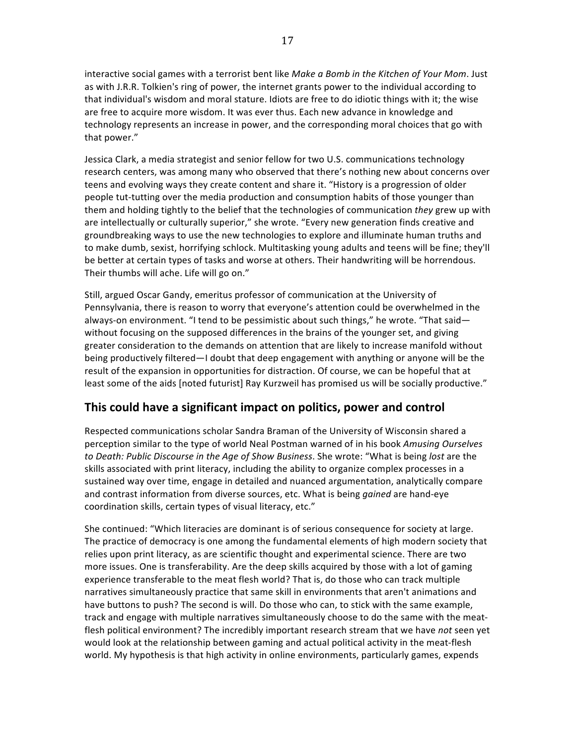interactive social games with a terrorist bent like *Make a Bomb in the Kitchen of Your Mom*. Just as with J.R.R. Tolkien's ring of power, the internet grants power to the individual according to that individual's wisdom and moral stature. Idiots are free to do idiotic things with it; the wise are free to acquire more wisdom. It was ever thus. Each new advance in knowledge and technology represents an increase in power, and the corresponding moral choices that go with that power."

Jessica Clark, a media strategist and senior fellow for two U.S. communications technology research centers, was among many who observed that there's nothing new about concerns over teens and evolving ways they create content and share it. "History is a progression of older people tut-tutting over the media production and consumption habits of those younger than them and holding tightly to the belief that the technologies of communication *they* grew up with are intellectually or culturally superior," she wrote. "Every new generation finds creative and groundbreaking ways to use the new technologies to explore and illuminate human truths and to make dumb, sexist, horrifying schlock. Multitasking young adults and teens will be fine; they'll be better at certain types of tasks and worse at others. Their handwriting will be horrendous. Their thumbs will ache. Life will go on."

Still, argued Oscar Gandy, emeritus professor of communication at the University of Pennsylvania, there is reason to worry that everyone's attention could be overwhelmed in the always-on environment. "I tend to be pessimistic about such things," he wrote. "That said—without focusing on the supposed differences in the brains of the younger set, and giving greater consideration to the demands on attention that are likely to increase manifold without being productively filtered—I doubt that deep engagement with anything or anyone will be the result of the expansion in opportunities for distraction. Of course, we can be hopeful that at least some of the aids [noted futurist] Ray Kurzweil has promised us will be socially productive."

## This could have a significant impact on politics, power and control

Respected communications scholar Sandra Braman of the University of Wisconsin shared a perception similar to the type of world Neal Postman warned of in his book *Amusing Ourselves to Death: Public Discourse in the Age of Show Business*. She wrote: "What is being *lost* are the skills associated with print literacy, including the ability to organize complex processes in a sustained way over time, engage in detailed and nuanced argumentation, analytically compare and contrast information from diverse sources, etc. What is being *gained* are hand-eye coordination skills, certain types of visual literacy, etc."

She continued: "Which literacies are dominant is of serious consequence for society at large. The practice of democracy is one among the fundamental elements of high modern society that relies upon print literacy, as are scientific thought and experimental science. There are two more issues. One is transferability. Are the deep skills acquired by those with a lot of gaming experience transferable to the meat flesh world? That is, do those who can track multiple narratives simultaneously practice that same skill in environments that aren't animations and have buttons to push? The second is will. Do those who can, to stick with the same example, track and engage with multiple narratives simultaneously choose to do the same with the meat-flesh political environment? The incredibly important research stream that we have *not* seen yet would look at the relationship between gaming and actual political activity in the meat-flesh world. My hypothesis is that high activity in online environments, particularly games, expends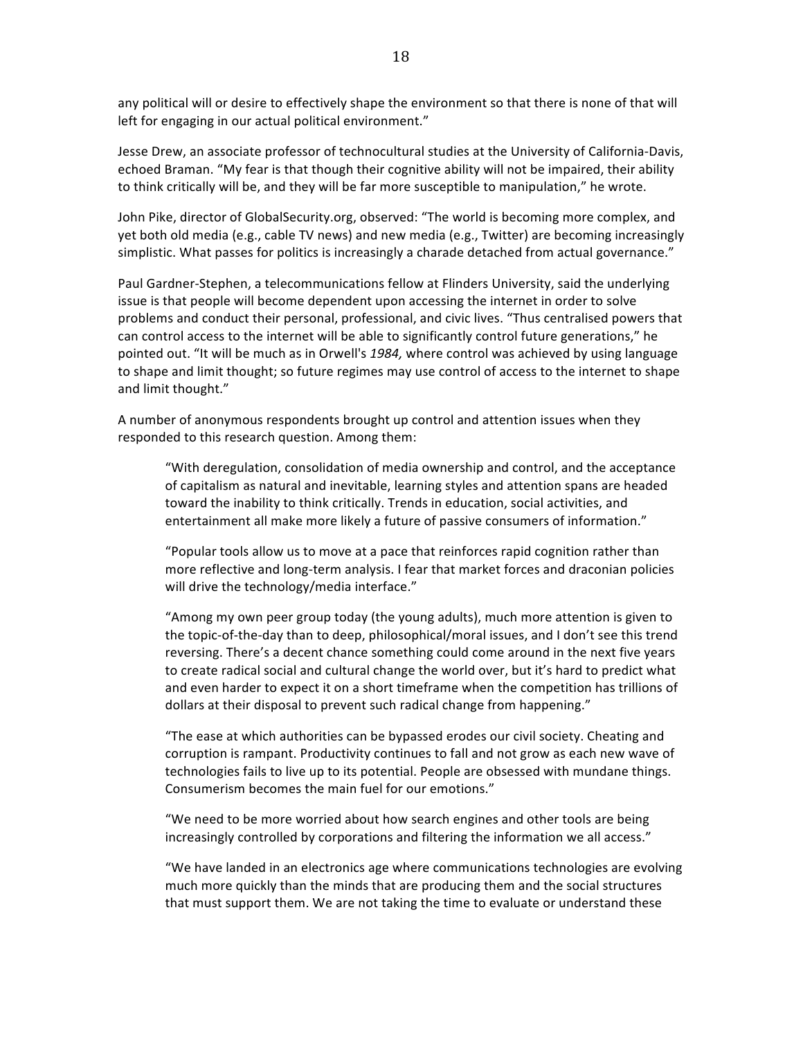any political will or desire to effectively shape the environment so that there is none of that will left for engaging in our actual political environment."

Jesse Drew, an associate professor of technocultural studies at the University of California-Davis, echoed Braman. "My fear is that though their cognitive ability will not be impaired, their ability to think critically will be, and they will be far more susceptible to manipulation," he wrote.

John Pike, director of GlobalSecurity.org, observed: "The world is becoming more complex, and yet both old media (e.g., cable TV news) and new media (e.g., Twitter) are becoming increasingly simplistic. What passes for politics is increasingly a charade detached from actual governance."

Paul Gardner-Stephen, a telecommunications fellow at Flinders University, said the underlying issue is that people will become dependent upon accessing the internet in order to solve problems and conduct their personal, professional, and civic lives. "Thus centralised powers that can control access to the internet will be able to significantly control future generations," he pointed out. "It will be much as in Orwell's *1984,* where control was achieved by using language to shape and limit thought; so future regimes may use control of access to the internet to shape and limit thought."

A number of anonymous respondents brought up control and attention issues when they responded to this research question. Among them:

> "With deregulation, consolidation of media ownership and control, and the acceptance of capitalism as natural and inevitable, learning styles and attention spans are headed toward the inability to think critically. Trends in education, social activities, and entertainment all make more likely a future of passive consumers of information."
>
> "Popular tools allow us to move at a pace that reinforces rapid cognition rather than more reflective and long-term analysis. I fear that market forces and draconian policies will drive the technology/media interface."
>
> "Among my own peer group today (the young adults), much more attention is given to the topic-of-the-day than to deep, philosophical/moral issues, and I don't see this trend reversing. There's a decent chance something could come around in the next five years to create radical social and cultural change the world over, but it's hard to predict what and even harder to expect it on a short timeframe when the competition has trillions of dollars at their disposal to prevent such radical change from happening."
>
> "The ease at which authorities can be bypassed erodes our civil society. Cheating and corruption is rampant. Productivity continues to fall and not grow as each new wave of technologies fails to live up to its potential. People are obsessed with mundane things. Consumerism becomes the main fuel for our emotions."
>
> "We need to be more worried about how search engines and other tools are being increasingly controlled by corporations and filtering the information we all access."
>
> "We have landed in an electronics age where communications technologies are evolving much more quickly than the minds that are producing them and the social structures that must support them. We are not taking the time to evaluate or understand these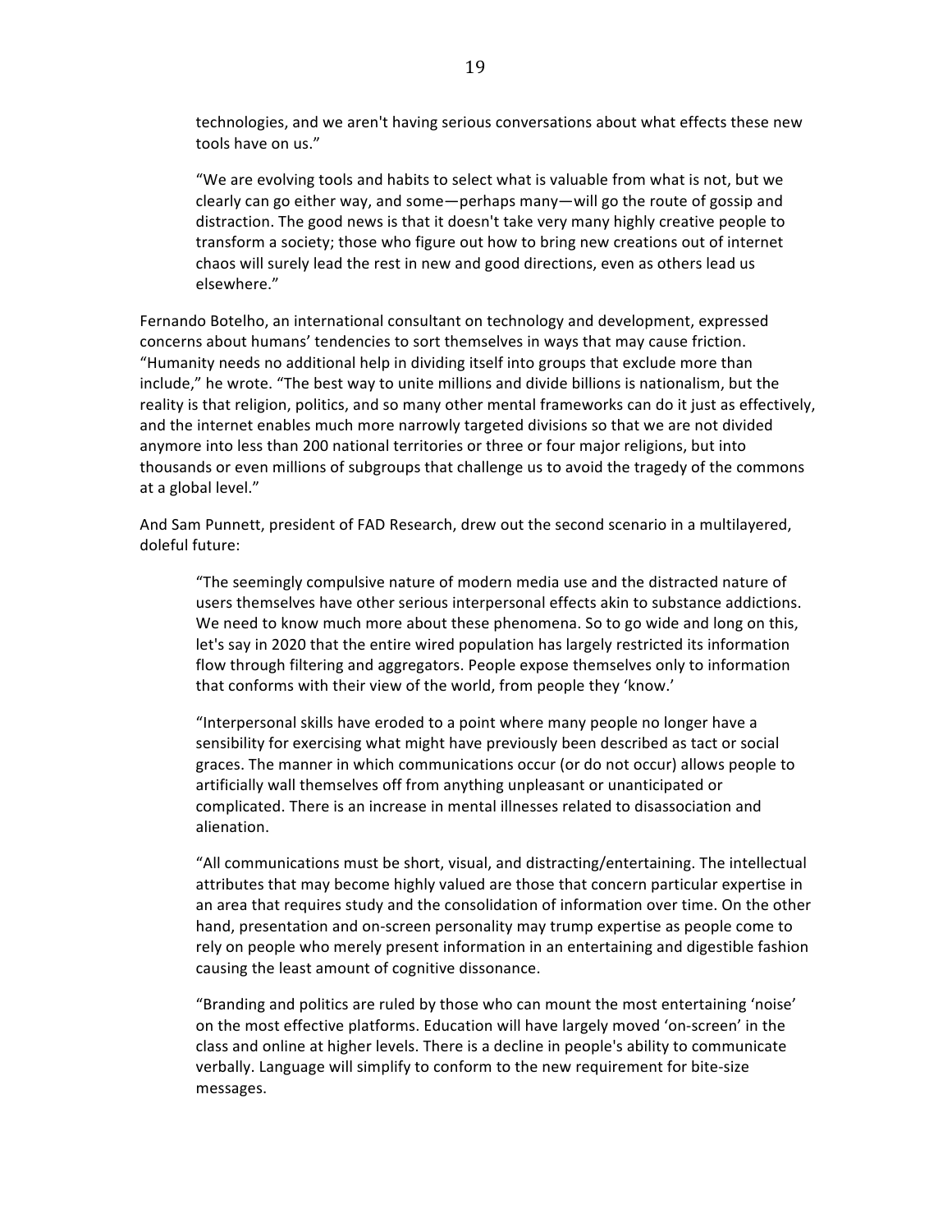> technologies, and we aren't having serious conversations about what effects these new tools have on us."
>
> "We are evolving tools and habits to select what is valuable from what is not, but we clearly can go either way, and some—perhaps many—will go the route of gossip and distraction. The good news is that it doesn't take very many highly creative people to transform a society; those who figure out how to bring new creations out of internet chaos will surely lead the rest in new and good directions, even as others lead us elsewhere."

Fernando Botelho, an international consultant on technology and development, expressed concerns about humans' tendencies to sort themselves in ways that may cause friction. "Humanity needs no additional help in dividing itself into groups that exclude more than include," he wrote. "The best way to unite millions and divide billions is nationalism, but the reality is that religion, politics, and so many other mental frameworks can do it just as effectively, and the internet enables much more narrowly targeted divisions so that we are not divided anymore into less than 200 national territories or three or four major religions, but into thousands or even millions of subgroups that challenge us to avoid the tragedy of the commons at a global level."

And Sam Punnett, president of FAD Research, drew out the second scenario in a multilayered, doleful future:

> "The seemingly compulsive nature of modern media use and the distracted nature of users themselves have other serious interpersonal effects akin to substance addictions. We need to know much more about these phenomena. So to go wide and long on this, let's say in 2020 that the entire wired population has largely restricted its information flow through filtering and aggregators. People expose themselves only to information that conforms with their view of the world, from people they 'know.'
>
> "Interpersonal skills have eroded to a point where many people no longer have a sensibility for exercising what might have previously been described as tact or social graces. The manner in which communications occur (or do not occur) allows people to artificially wall themselves off from anything unpleasant or unanticipated or complicated. There is an increase in mental illnesses related to disassociation and alienation.
>
> "All communications must be short, visual, and distracting/entertaining. The intellectual attributes that may become highly valued are those that concern particular expertise in an area that requires study and the consolidation of information over time. On the other hand, presentation and on-screen personality may trump expertise as people come to rely on people who merely present information in an entertaining and digestible fashion causing the least amount of cognitive dissonance.
>
> "Branding and politics are ruled by those who can mount the most entertaining 'noise' on the most effective platforms. Education will have largely moved 'on-screen' in the class and online at higher levels. There is a decline in people's ability to communicate verbally. Language will simplify to conform to the new requirement for bite-size messages.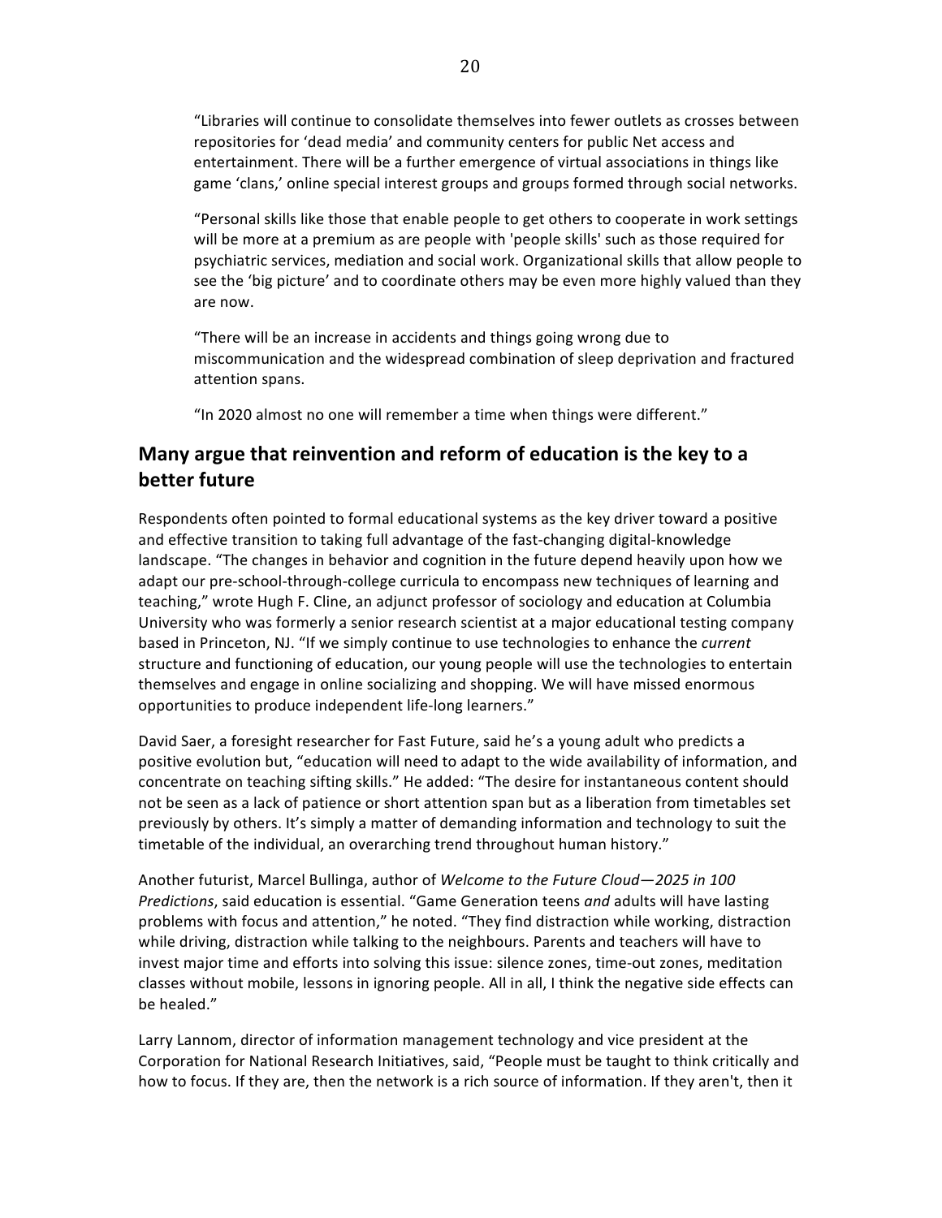"Libraries will continue to consolidate themselves into fewer outlets as crosses between repositories for 'dead media' and community centers for public Net access and entertainment. There will be a further emergence of virtual associations in things like game 'clans,' online special interest groups and groups formed through social networks.

"Personal skills like those that enable people to get others to cooperate in work settings will be more at a premium as are people with 'people skills' such as those required for psychiatric services, mediation and social work. Organizational skills that allow people to see the 'big picture' and to coordinate others may be even more highly valued than they are now.

"There will be an increase in accidents and things going wrong due to miscommunication and the widespread combination of sleep deprivation and fractured attention spans.

"In 2020 almost no one will remember a time when things were different."

## Many argue that reinvention and reform of education is the key to a better future

Respondents often pointed to formal educational systems as the key driver toward a positive and effective transition to taking full advantage of the fast-changing digital-knowledge landscape. "The changes in behavior and cognition in the future depend heavily upon how we adapt our pre-school-through-college curricula to encompass new techniques of learning and teaching," wrote Hugh F. Cline, an adjunct professor of sociology and education at Columbia University who was formerly a senior research scientist at a major educational testing company based in Princeton, NJ. "If we simply continue to use technologies to enhance the *current* structure and functioning of education, our young people will use the technologies to entertain themselves and engage in online socializing and shopping. We will have missed enormous opportunities to produce independent life-long learners."

David Saer, a foresight researcher for Fast Future, said he's a young adult who predicts a positive evolution but, "education will need to adapt to the wide availability of information, and concentrate on teaching sifting skills." He added: "The desire for instantaneous content should not be seen as a lack of patience or short attention span but as a liberation from timetables set previously by others. It's simply a matter of demanding information and technology to suit the timetable of the individual, an overarching trend throughout human history."

Another futurist, Marcel Bullinga, author of *Welcome to the Future Cloud—2025 in 100 Predictions*, said education is essential. "Game Generation teens *and* adults will have lasting problems with focus and attention," he noted. "They find distraction while working, distraction while driving, distraction while talking to the neighbours. Parents and teachers will have to invest major time and efforts into solving this issue: silence zones, time-out zones, meditation classes without mobile, lessons in ignoring people. All in all, I think the negative side effects can be healed."

Larry Lannom, director of information management technology and vice president at the Corporation for National Research Initiatives, said, "People must be taught to think critically and how to focus. If they are, then the network is a rich source of information. If they aren't, then it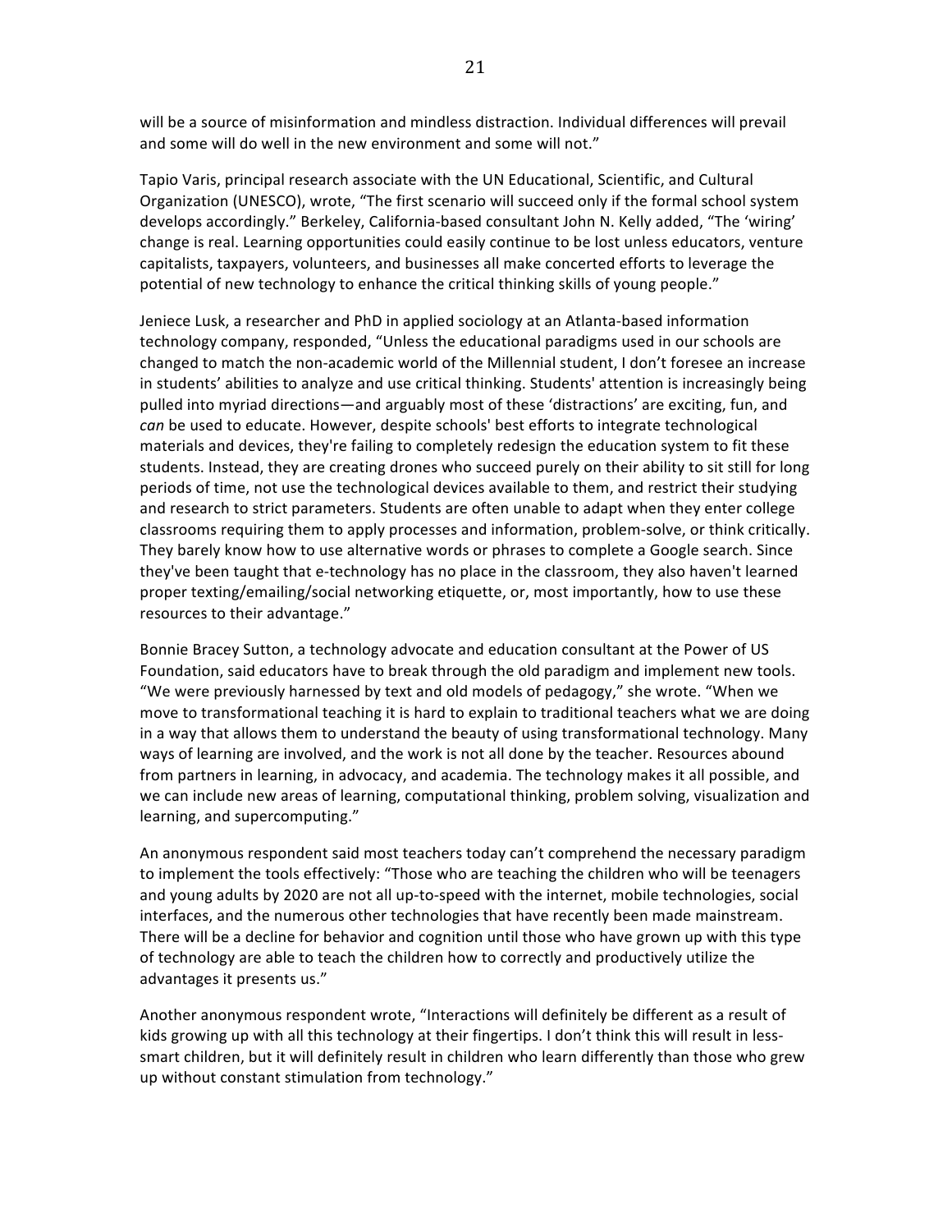will be a source of misinformation and mindless distraction. Individual differences will prevail and some will do well in the new environment and some will not."

Tapio Varis, principal research associate with the UN Educational, Scientific, and Cultural Organization (UNESCO), wrote, "The first scenario will succeed only if the formal school system develops accordingly." Berkeley, California-based consultant John N. Kelly added, "The 'wiring' change is real. Learning opportunities could easily continue to be lost unless educators, venture capitalists, taxpayers, volunteers, and businesses all make concerted efforts to leverage the potential of new technology to enhance the critical thinking skills of young people."

Jeniece Lusk, a researcher and PhD in applied sociology at an Atlanta-based information technology company, responded, "Unless the educational paradigms used in our schools are changed to match the non-academic world of the Millennial student, I don't foresee an increase in students' abilities to analyze and use critical thinking. Students' attention is increasingly being pulled into myriad directions—and arguably most of these 'distractions' are exciting, fun, and *can* be used to educate. However, despite schools' best efforts to integrate technological materials and devices, they're failing to completely redesign the education system to fit these students. Instead, they are creating drones who succeed purely on their ability to sit still for long periods of time, not use the technological devices available to them, and restrict their studying and research to strict parameters. Students are often unable to adapt when they enter college classrooms requiring them to apply processes and information, problem-solve, or think critically. They barely know how to use alternative words or phrases to complete a Google search. Since they've been taught that e-technology has no place in the classroom, they also haven't learned proper texting/emailing/social networking etiquette, or, most importantly, how to use these resources to their advantage."

Bonnie Bracey Sutton, a technology advocate and education consultant at the Power of US Foundation, said educators have to break through the old paradigm and implement new tools. "We were previously harnessed by text and old models of pedagogy," she wrote. "When we move to transformational teaching it is hard to explain to traditional teachers what we are doing in a way that allows them to understand the beauty of using transformational technology. Many ways of learning are involved, and the work is not all done by the teacher. Resources abound from partners in learning, in advocacy, and academia. The technology makes it all possible, and we can include new areas of learning, computational thinking, problem solving, visualization and learning, and supercomputing."

An anonymous respondent said most teachers today can't comprehend the necessary paradigm to implement the tools effectively: "Those who are teaching the children who will be teenagers and young adults by 2020 are not all up-to-speed with the internet, mobile technologies, social interfaces, and the numerous other technologies that have recently been made mainstream. There will be a decline for behavior and cognition until those who have grown up with this type of technology are able to teach the children how to correctly and productively utilize the advantages it presents us."

Another anonymous respondent wrote, "Interactions will definitely be different as a result of kids growing up with all this technology at their fingertips. I don't think this will result in less-smart children, but it will definitely result in children who learn differently than those who grew up without constant stimulation from technology."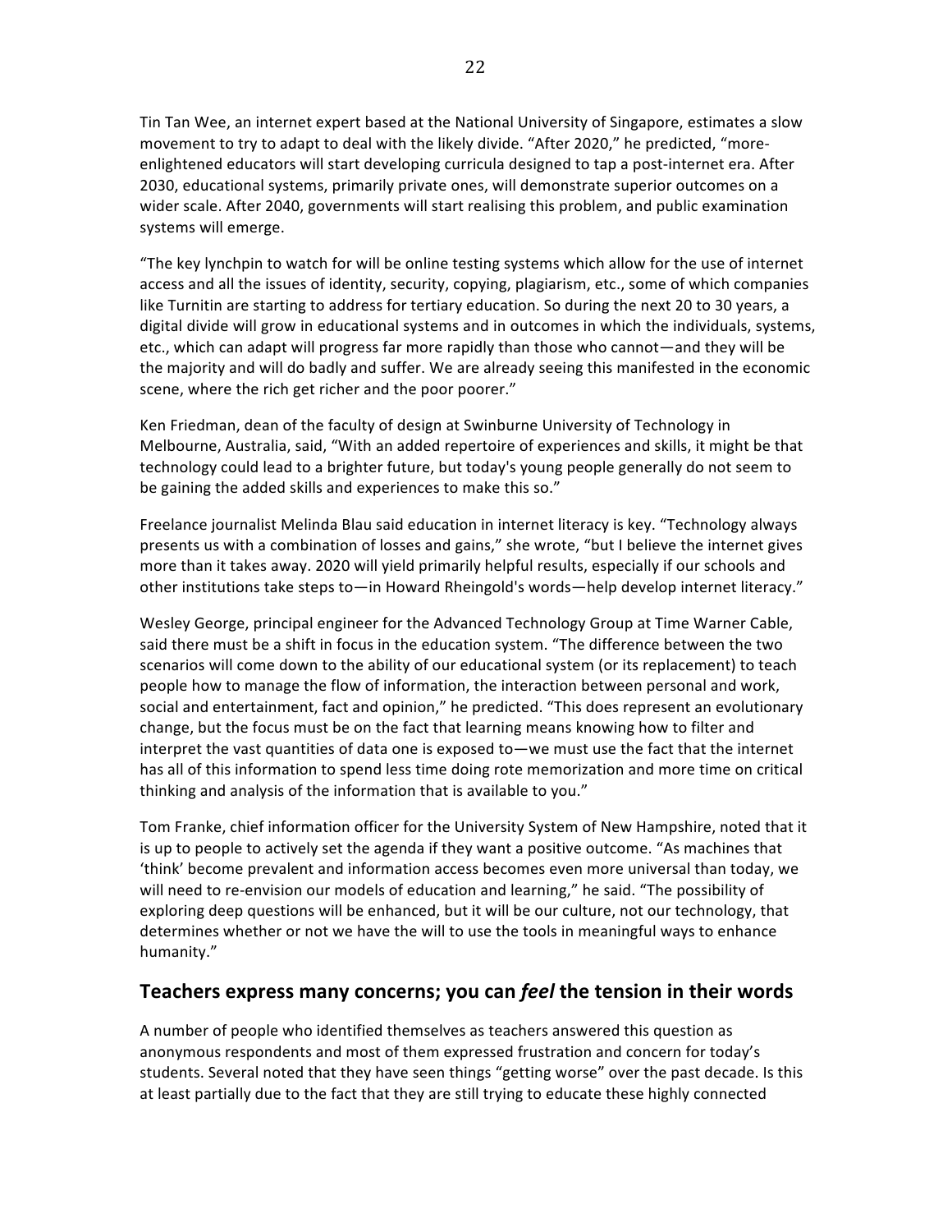Tin Tan Wee, an internet expert based at the National University of Singapore, estimates a slow movement to try to adapt to deal with the likely divide. "After 2020," he predicted, "more-enlightened educators will start developing curricula designed to tap a post-internet era. After 2030, educational systems, primarily private ones, will demonstrate superior outcomes on a wider scale. After 2040, governments will start realising this problem, and public examination systems will emerge.

"The key lynchpin to watch for will be online testing systems which allow for the use of internet access and all the issues of identity, security, copying, plagiarism, etc., some of which companies like Turnitin are starting to address for tertiary education. So during the next 20 to 30 years, a digital divide will grow in educational systems and in outcomes in which the individuals, systems, etc., which can adapt will progress far more rapidly than those who cannot—and they will be the majority and will do badly and suffer. We are already seeing this manifested in the economic scene, where the rich get richer and the poor poorer."

Ken Friedman, dean of the faculty of design at Swinburne University of Technology in Melbourne, Australia, said, "With an added repertoire of experiences and skills, it might be that technology could lead to a brighter future, but today's young people generally do not seem to be gaining the added skills and experiences to make this so."

Freelance journalist Melinda Blau said education in internet literacy is key. "Technology always presents us with a combination of losses and gains," she wrote, "but I believe the internet gives more than it takes away. 2020 will yield primarily helpful results, especially if our schools and other institutions take steps to—in Howard Rheingold's words—help develop internet literacy."

Wesley George, principal engineer for the Advanced Technology Group at Time Warner Cable, said there must be a shift in focus in the education system. "The difference between the two scenarios will come down to the ability of our educational system (or its replacement) to teach people how to manage the flow of information, the interaction between personal and work, social and entertainment, fact and opinion," he predicted. "This does represent an evolutionary change, but the focus must be on the fact that learning means knowing how to filter and interpret the vast quantities of data one is exposed to—we must use the fact that the internet has all of this information to spend less time doing rote memorization and more time on critical thinking and analysis of the information that is available to you."

Tom Franke, chief information officer for the University System of New Hampshire, noted that it is up to people to actively set the agenda if they want a positive outcome. "As machines that 'think' become prevalent and information access becomes even more universal than today, we will need to re-envision our models of education and learning," he said. "The possibility of exploring deep questions will be enhanced, but it will be our culture, not our technology, that determines whether or not we have the will to use the tools in meaningful ways to enhance humanity."

## Teachers express many concerns; you can *feel* the tension in their words

A number of people who identified themselves as teachers answered this question as anonymous respondents and most of them expressed frustration and concern for today's students. Several noted that they have seen things "getting worse" over the past decade. Is this at least partially due to the fact that they are still trying to educate these highly connected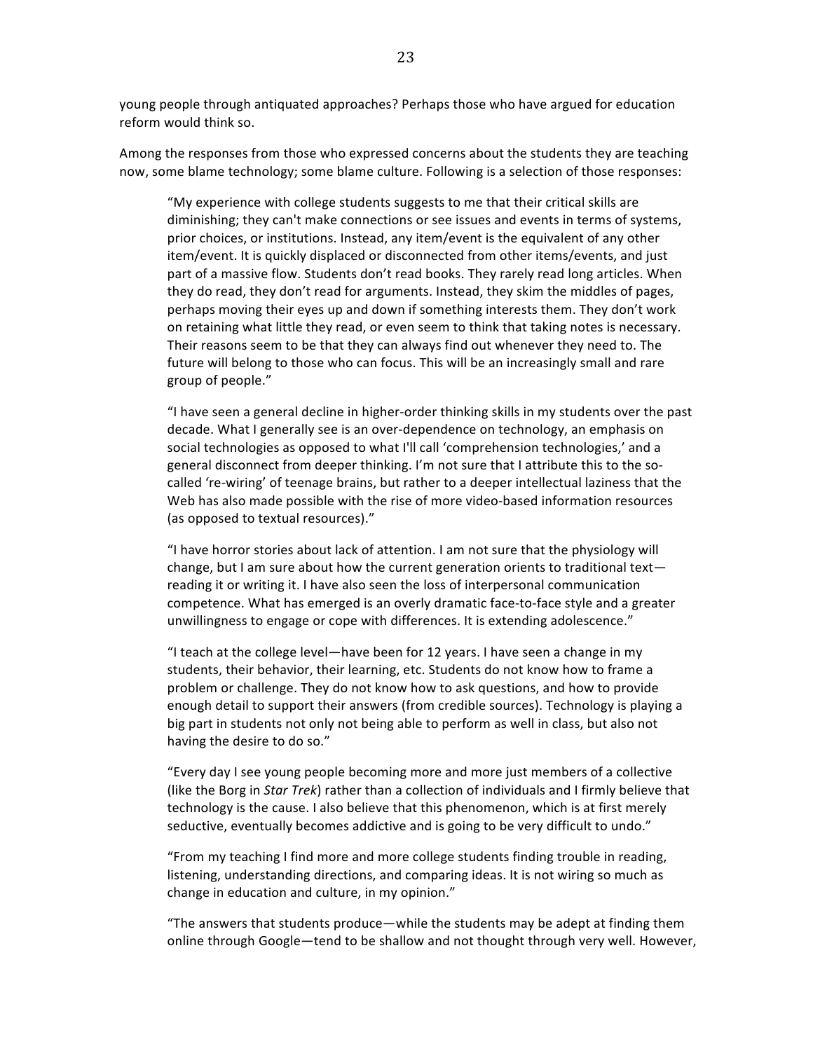young people through antiquated approaches? Perhaps those who have argued for education reform would think so.

Among the responses from those who expressed concerns about the students they are teaching now, some blame technology; some blame culture. Following is a selection of those responses:

> "My experience with college students suggests to me that their critical skills are diminishing; they can't make connections or see issues and events in terms of systems, prior choices, or institutions. Instead, any item/event is the equivalent of any other item/event. It is quickly displaced or disconnected from other items/events, and just part of a massive flow. Students don't read books. They rarely read long articles. When they do read, they don't read for arguments. Instead, they skim the middles of pages, perhaps moving their eyes up and down if something interests them. They don't work on retaining what little they read, or even seem to think that taking notes is necessary. Their reasons seem to be that they can always find out whenever they need to. The future will belong to those who can focus. This will be an increasingly small and rare group of people."

> "I have seen a general decline in higher-order thinking skills in my students over the past decade. What I generally see is an over-dependence on technology, an emphasis on social technologies as opposed to what I'll call 'comprehension technologies,' and a general disconnect from deeper thinking. I'm not sure that I attribute this to the so-called 're-wiring' of teenage brains, but rather to a deeper intellectual laziness that the Web has also made possible with the rise of more video-based information resources (as opposed to textual resources)."

> "I have horror stories about lack of attention. I am not sure that the physiology will change, but I am sure about how the current generation orients to traditional text—reading it or writing it. I have also seen the loss of interpersonal communication competence. What has emerged is an overly dramatic face-to-face style and a greater unwillingness to engage or cope with differences. It is extending adolescence."

> "I teach at the college level—have been for 12 years. I have seen a change in my students, their behavior, their learning, etc. Students do not know how to frame a problem or challenge. They do not know how to ask questions, and how to provide enough detail to support their answers (from credible sources). Technology is playing a big part in students not only not being able to perform as well in class, but also not having the desire to do so."

> "Every day I see young people becoming more and more just members of a collective (like the Borg in *Star Trek*) rather than a collection of individuals and I firmly believe that technology is the cause. I also believe that this phenomenon, which is at first merely seductive, eventually becomes addictive and is going to be very difficult to undo."

> "From my teaching I find more and more college students finding trouble in reading, listening, understanding directions, and comparing ideas. It is not wiring so much as change in education and culture, in my opinion."

> "The answers that students produce—while the students may be adept at finding them online through Google—tend to be shallow and not thought through very well. However,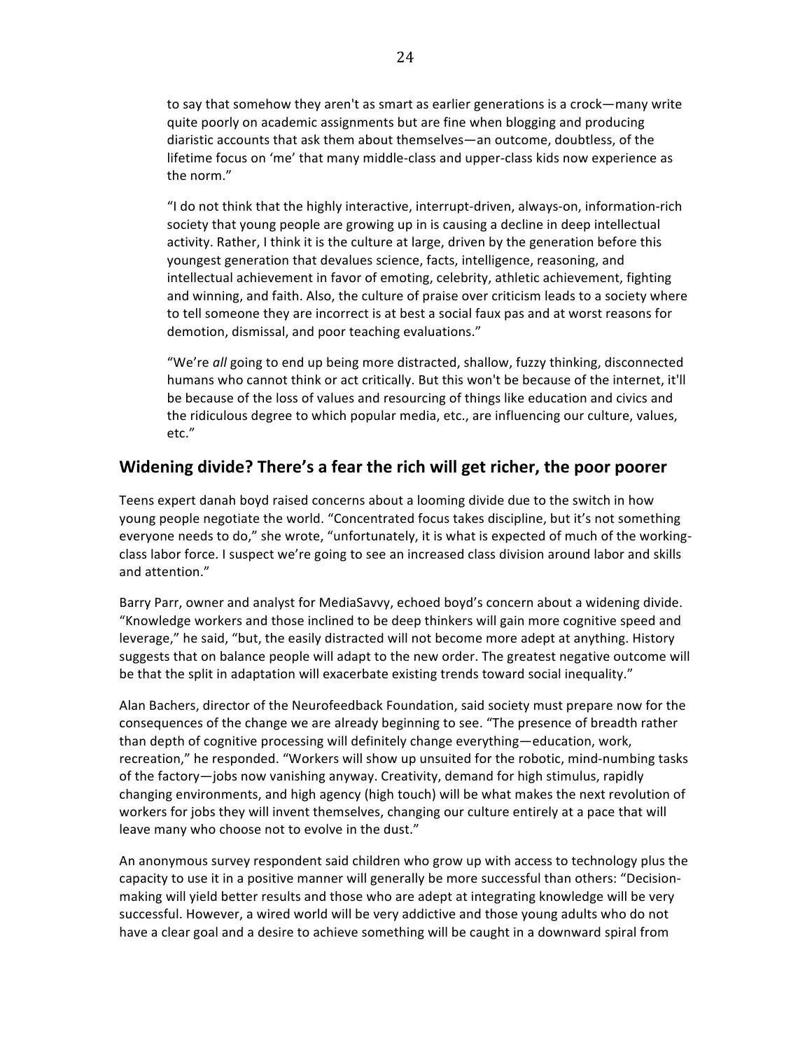to say that somehow they aren't as smart as earlier generations is a crock—many write quite poorly on academic assignments but are fine when blogging and producing diaristic accounts that ask them about themselves—an outcome, doubtless, of the lifetime focus on 'me' that many middle-class and upper-class kids now experience as the norm."

"I do not think that the highly interactive, interrupt-driven, always-on, information-rich society that young people are growing up in is causing a decline in deep intellectual activity. Rather, I think it is the culture at large, driven by the generation before this youngest generation that devalues science, facts, intelligence, reasoning, and intellectual achievement in favor of emoting, celebrity, athletic achievement, fighting and winning, and faith. Also, the culture of praise over criticism leads to a society where to tell someone they are incorrect is at best a social faux pas and at worst reasons for demotion, dismissal, and poor teaching evaluations."

"We're *all* going to end up being more distracted, shallow, fuzzy thinking, disconnected humans who cannot think or act critically. But this won't be because of the internet, it'll be because of the loss of values and resourcing of things like education and civics and the ridiculous degree to which popular media, etc., are influencing our culture, values, etc."

## Widening divide? There's a fear the rich will get richer, the poor poorer

Teens expert danah boyd raised concerns about a looming divide due to the switch in how young people negotiate the world. "Concentrated focus takes discipline, but it's not something everyone needs to do," she wrote, "unfortunately, it is what is expected of much of the working-class labor force. I suspect we're going to see an increased class division around labor and skills and attention."

Barry Parr, owner and analyst for MediaSavvy, echoed boyd's concern about a widening divide. "Knowledge workers and those inclined to be deep thinkers will gain more cognitive speed and leverage," he said, "but, the easily distracted will not become more adept at anything. History suggests that on balance people will adapt to the new order. The greatest negative outcome will be that the split in adaptation will exacerbate existing trends toward social inequality."

Alan Bachers, director of the Neurofeedback Foundation, said society must prepare now for the consequences of the change we are already beginning to see. "The presence of breadth rather than depth of cognitive processing will definitely change everything—education, work, recreation," he responded. "Workers will show up unsuited for the robotic, mind-numbing tasks of the factory—jobs now vanishing anyway. Creativity, demand for high stimulus, rapidly changing environments, and high agency (high touch) will be what makes the next revolution of workers for jobs they will invent themselves, changing our culture entirely at a pace that will leave many who choose not to evolve in the dust."

An anonymous survey respondent said children who grow up with access to technology plus the capacity to use it in a positive manner will generally be more successful than others: "Decision-making will yield better results and those who are adept at integrating knowledge will be very successful. However, a wired world will be very addictive and those young adults who do not have a clear goal and a desire to achieve something will be caught in a downward spiral from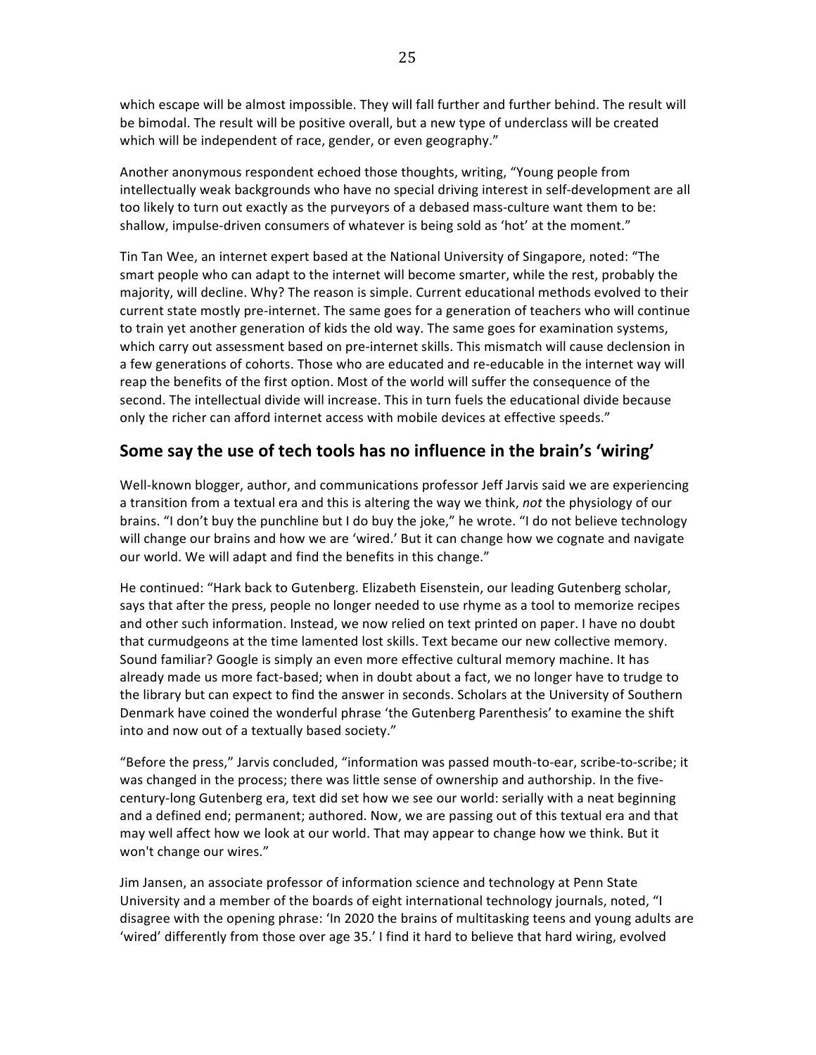which escape will be almost impossible. They will fall further and further behind. The result will be bimodal. The result will be positive overall, but a new type of underclass will be created which will be independent of race, gender, or even geography."

Another anonymous respondent echoed those thoughts, writing, "Young people from intellectually weak backgrounds who have no special driving interest in self-development are all too likely to turn out exactly as the purveyors of a debased mass-culture want them to be: shallow, impulse-driven consumers of whatever is being sold as 'hot' at the moment."

Tin Tan Wee, an internet expert based at the National University of Singapore, noted: "The smart people who can adapt to the internet will become smarter, while the rest, probably the majority, will decline. Why? The reason is simple. Current educational methods evolved to their current state mostly pre-internet. The same goes for a generation of teachers who will continue to train yet another generation of kids the old way. The same goes for examination systems, which carry out assessment based on pre-internet skills. This mismatch will cause declension in a few generations of cohorts. Those who are educated and re-educable in the internet way will reap the benefits of the first option. Most of the world will suffer the consequence of the second. The intellectual divide will increase. This in turn fuels the educational divide because only the richer can afford internet access with mobile devices at effective speeds."

## Some say the use of tech tools has no influence in the brain's 'wiring'

Well-known blogger, author, and communications professor Jeff Jarvis said we are experiencing a transition from a textual era and this is altering the way we think, *not* the physiology of our brains. "I don't buy the punchline but I do buy the joke," he wrote. "I do not believe technology will change our brains and how we are 'wired.' But it can change how we cognate and navigate our world. We will adapt and find the benefits in this change."

He continued: "Hark back to Gutenberg. Elizabeth Eisenstein, our leading Gutenberg scholar, says that after the press, people no longer needed to use rhyme as a tool to memorize recipes and other such information. Instead, we now relied on text printed on paper. I have no doubt that curmudgeons at the time lamented lost skills. Text became our new collective memory. Sound familiar? Google is simply an even more effective cultural memory machine. It has already made us more fact-based; when in doubt about a fact, we no longer have to trudge to the library but can expect to find the answer in seconds. Scholars at the University of Southern Denmark have coined the wonderful phrase 'the Gutenberg Parenthesis' to examine the shift into and now out of a textually based society."

"Before the press," Jarvis concluded, "information was passed mouth-to-ear, scribe-to-scribe; it was changed in the process; there was little sense of ownership and authorship. In the five-century-long Gutenberg era, text did set how we see our world: serially with a neat beginning and a defined end; permanent; authored. Now, we are passing out of this textual era and that may well affect how we look at our world. That may appear to change how we think. But it won't change our wires."

Jim Jansen, an associate professor of information science and technology at Penn State University and a member of the boards of eight international technology journals, noted, "I disagree with the opening phrase: 'In 2020 the brains of multitasking teens and young adults are 'wired' differently from those over age 35.' I find it hard to believe that hard wiring, evolved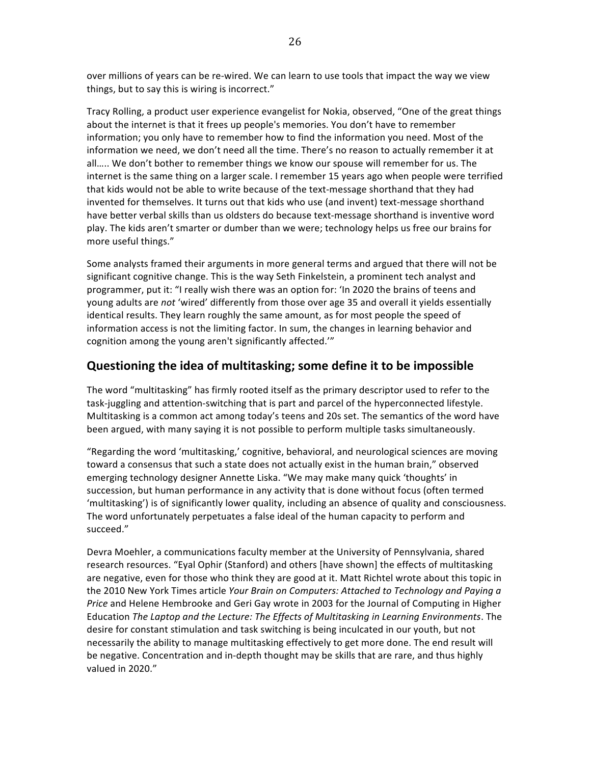over millions of years can be re-wired. We can learn to use tools that impact the way we view things, but to say this is wiring is incorrect."

Tracy Rolling, a product user experience evangelist for Nokia, observed, "One of the great things about the internet is that it frees up people's memories. You don't have to remember information; you only have to remember how to find the information you need. Most of the information we need, we don't need all the time. There's no reason to actually remember it at all….. We don't bother to remember things we know our spouse will remember for us. The internet is the same thing on a larger scale. I remember 15 years ago when people were terrified that kids would not be able to write because of the text-message shorthand that they had invented for themselves. It turns out that kids who use (and invent) text-message shorthand have better verbal skills than us oldsters do because text-message shorthand is inventive word play. The kids aren't smarter or dumber than we were; technology helps us free our brains for more useful things."

Some analysts framed their arguments in more general terms and argued that there will not be significant cognitive change. This is the way Seth Finkelstein, a prominent tech analyst and programmer, put it: "I really wish there was an option for: 'In 2020 the brains of teens and young adults are *not* 'wired' differently from those over age 35 and overall it yields essentially identical results. They learn roughly the same amount, as for most people the speed of information access is not the limiting factor. In sum, the changes in learning behavior and cognition among the young aren't significantly affected.'"

## Questioning the idea of multitasking; some define it to be impossible

The word "multitasking" has firmly rooted itself as the primary descriptor used to refer to the task-juggling and attention-switching that is part and parcel of the hyperconnected lifestyle. Multitasking is a common act among today's teens and 20s set. The semantics of the word have been argued, with many saying it is not possible to perform multiple tasks simultaneously.

"Regarding the word 'multitasking,' cognitive, behavioral, and neurological sciences are moving toward a consensus that such a state does not actually exist in the human brain," observed emerging technology designer Annette Liska. "We may make many quick 'thoughts' in succession, but human performance in any activity that is done without focus (often termed 'multitasking') is of significantly lower quality, including an absence of quality and consciousness. The word unfortunately perpetuates a false ideal of the human capacity to perform and succeed."

Devra Moehler, a communications faculty member at the University of Pennsylvania, shared research resources. "Eyal Ophir (Stanford) and others [have shown] the effects of multitasking are negative, even for those who think they are good at it. Matt Richtel wrote about this topic in the 2010 New York Times article *Your Brain on Computers: Attached to Technology and Paying a Price* and Helene Hembrooke and Geri Gay wrote in 2003 for the Journal of Computing in Higher Education *The Laptop and the Lecture: The Effects of Multitasking in Learning Environments*. The desire for constant stimulation and task switching is being inculcated in our youth, but not necessarily the ability to manage multitasking effectively to get more done. The end result will be negative. Concentration and in-depth thought may be skills that are rare, and thus highly valued in 2020."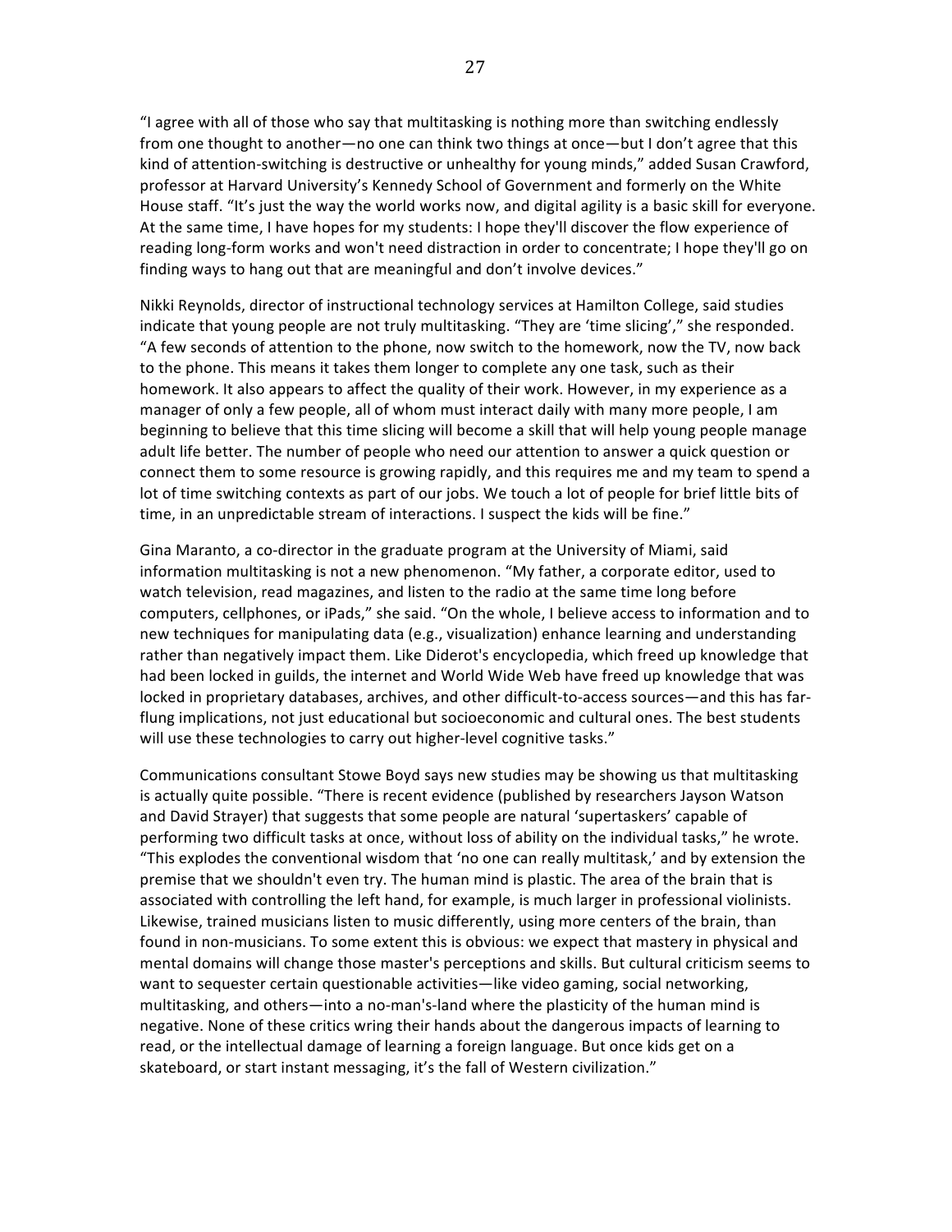"I agree with all of those who say that multitasking is nothing more than switching endlessly from one thought to another—no one can think two things at once—but I don't agree that this kind of attention-switching is destructive or unhealthy for young minds," added Susan Crawford, professor at Harvard University's Kennedy School of Government and formerly on the White House staff. "It's just the way the world works now, and digital agility is a basic skill for everyone. At the same time, I have hopes for my students: I hope they'll discover the flow experience of reading long-form works and won't need distraction in order to concentrate; I hope they'll go on finding ways to hang out that are meaningful and don't involve devices."

Nikki Reynolds, director of instructional technology services at Hamilton College, said studies indicate that young people are not truly multitasking. "They are 'time slicing'," she responded. "A few seconds of attention to the phone, now switch to the homework, now the TV, now back to the phone. This means it takes them longer to complete any one task, such as their homework. It also appears to affect the quality of their work. However, in my experience as a manager of only a few people, all of whom must interact daily with many more people, I am beginning to believe that this time slicing will become a skill that will help young people manage adult life better. The number of people who need our attention to answer a quick question or connect them to some resource is growing rapidly, and this requires me and my team to spend a lot of time switching contexts as part of our jobs. We touch a lot of people for brief little bits of time, in an unpredictable stream of interactions. I suspect the kids will be fine."

Gina Maranto, a co-director in the graduate program at the University of Miami, said information multitasking is not a new phenomenon. "My father, a corporate editor, used to watch television, read magazines, and listen to the radio at the same time long before computers, cellphones, or iPads," she said. "On the whole, I believe access to information and to new techniques for manipulating data (e.g., visualization) enhance learning and understanding rather than negatively impact them. Like Diderot's encyclopedia, which freed up knowledge that had been locked in guilds, the internet and World Wide Web have freed up knowledge that was locked in proprietary databases, archives, and other difficult-to-access sources—and this has far-flung implications, not just educational but socioeconomic and cultural ones. The best students will use these technologies to carry out higher-level cognitive tasks."

Communications consultant Stowe Boyd says new studies may be showing us that multitasking is actually quite possible. "There is recent evidence (published by researchers Jayson Watson and David Strayer) that suggests that some people are natural 'supertaskers' capable of performing two difficult tasks at once, without loss of ability on the individual tasks," he wrote. "This explodes the conventional wisdom that 'no one can really multitask,' and by extension the premise that we shouldn't even try. The human mind is plastic. The area of the brain that is associated with controlling the left hand, for example, is much larger in professional violinists. Likewise, trained musicians listen to music differently, using more centers of the brain, than found in non-musicians. To some extent this is obvious: we expect that mastery in physical and mental domains will change those master's perceptions and skills. But cultural criticism seems to want to sequester certain questionable activities—like video gaming, social networking, multitasking, and others—into a no-man's-land where the plasticity of the human mind is negative. None of these critics wring their hands about the dangerous impacts of learning to read, or the intellectual damage of learning a foreign language. But once kids get on a skateboard, or start instant messaging, it's the fall of Western civilization."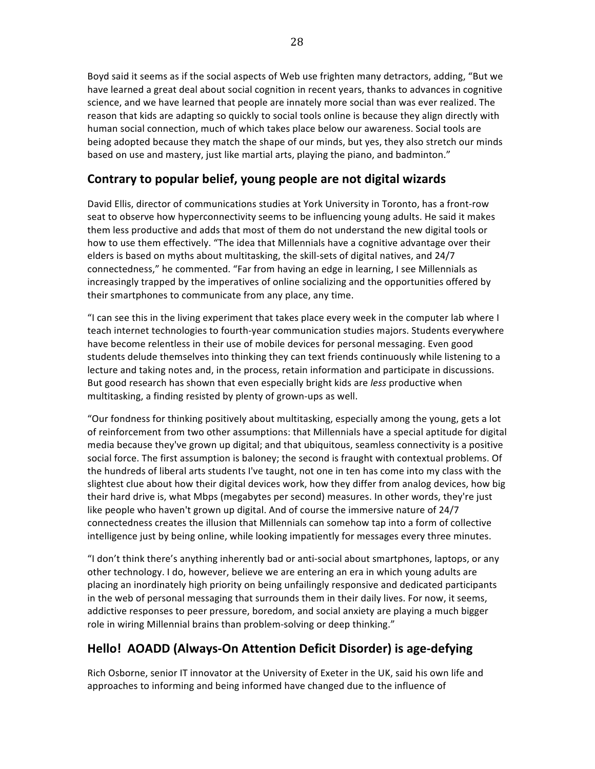Boyd said it seems as if the social aspects of Web use frighten many detractors, adding, "But we have learned a great deal about social cognition in recent years, thanks to advances in cognitive science, and we have learned that people are innately more social than was ever realized. The reason that kids are adapting so quickly to social tools online is because they align directly with human social connection, much of which takes place below our awareness. Social tools are being adopted because they match the shape of our minds, but yes, they also stretch our minds based on use and mastery, just like martial arts, playing the piano, and badminton."

## Contrary to popular belief, young people are not digital wizards

David Ellis, director of communications studies at York University in Toronto, has a front-row seat to observe how hyperconnectivity seems to be influencing young adults. He said it makes them less productive and adds that most of them do not understand the new digital tools or how to use them effectively. "The idea that Millennials have a cognitive advantage over their elders is based on myths about multitasking, the skill-sets of digital natives, and 24/7 connectedness," he commented. "Far from having an edge in learning, I see Millennials as increasingly trapped by the imperatives of online socializing and the opportunities offered by their smartphones to communicate from any place, any time.

"I can see this in the living experiment that takes place every week in the computer lab where I teach internet technologies to fourth-year communication studies majors. Students everywhere have become relentless in their use of mobile devices for personal messaging. Even good students delude themselves into thinking they can text friends continuously while listening to a lecture and taking notes and, in the process, retain information and participate in discussions. But good research has shown that even especially bright kids are *less* productive when multitasking, a finding resisted by plenty of grown-ups as well.

"Our fondness for thinking positively about multitasking, especially among the young, gets a lot of reinforcement from two other assumptions: that Millennials have a special aptitude for digital media because they've grown up digital; and that ubiquitous, seamless connectivity is a positive social force. The first assumption is baloney; the second is fraught with contextual problems. Of the hundreds of liberal arts students I've taught, not one in ten has come into my class with the slightest clue about how their digital devices work, how they differ from analog devices, how big their hard drive is, what Mbps (megabytes per second) measures. In other words, they're just like people who haven't grown up digital. And of course the immersive nature of 24/7 connectedness creates the illusion that Millennials can somehow tap into a form of collective intelligence just by being online, while looking impatiently for messages every three minutes.

"I don't think there's anything inherently bad or anti-social about smartphones, laptops, or any other technology. I do, however, believe we are entering an era in which young adults are placing an inordinately high priority on being unfailingly responsive and dedicated participants in the web of personal messaging that surrounds them in their daily lives. For now, it seems, addictive responses to peer pressure, boredom, and social anxiety are playing a much bigger role in wiring Millennial brains than problem-solving or deep thinking."

## Hello! AOADD (Always-On Attention Deficit Disorder) is age-defying

Rich Osborne, senior IT innovator at the University of Exeter in the UK, said his own life and approaches to informing and being informed have changed due to the influence of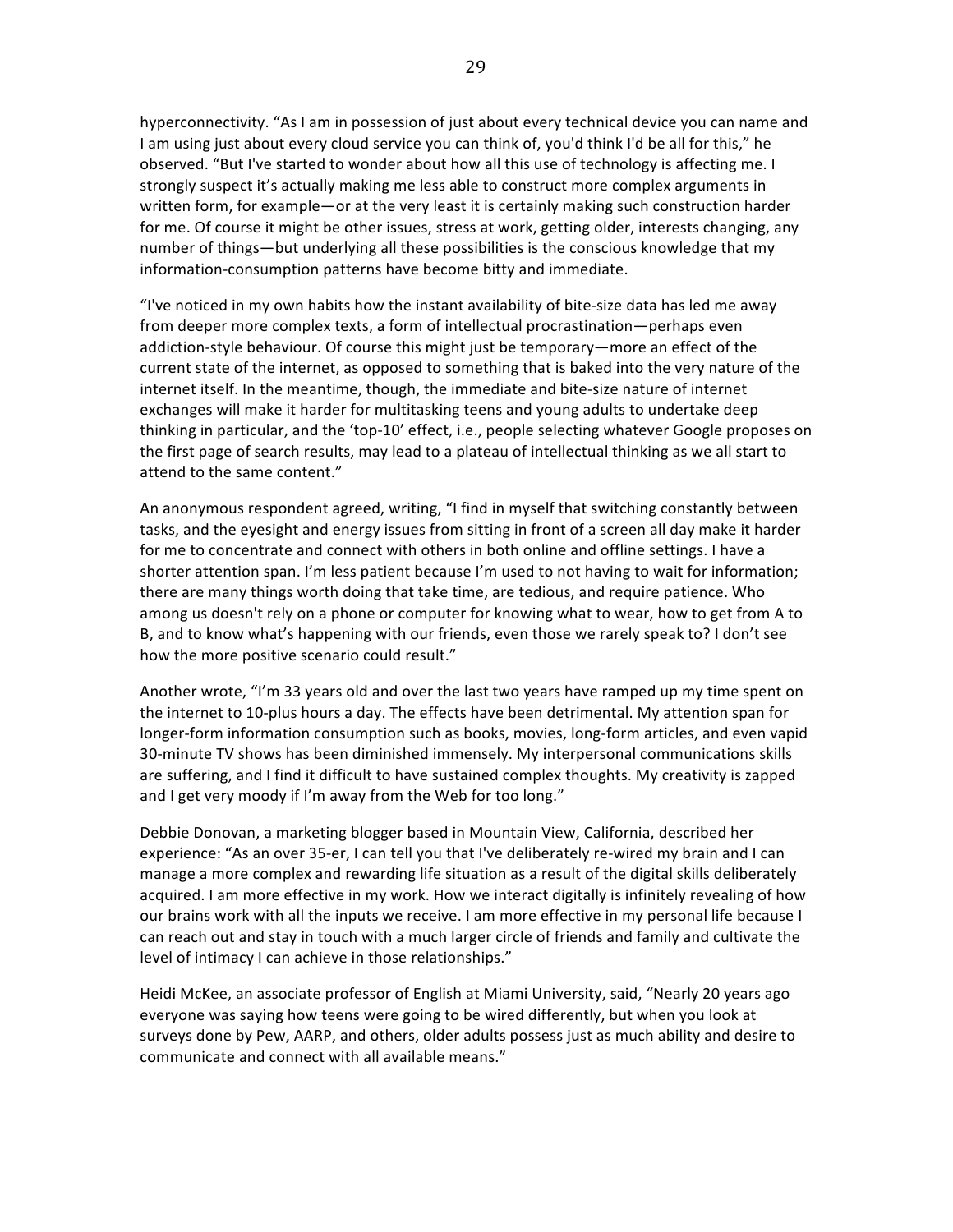hyperconnectivity. "As I am in possession of just about every technical device you can name and I am using just about every cloud service you can think of, you'd think I'd be all for this," he observed. "But I've started to wonder about how all this use of technology is affecting me. I strongly suspect it's actually making me less able to construct more complex arguments in written form, for example—or at the very least it is certainly making such construction harder for me. Of course it might be other issues, stress at work, getting older, interests changing, any number of things—but underlying all these possibilities is the conscious knowledge that my information-consumption patterns have become bitty and immediate.

"I've noticed in my own habits how the instant availability of bite-size data has led me away from deeper more complex texts, a form of intellectual procrastination—perhaps even addiction-style behaviour. Of course this might just be temporary—more an effect of the current state of the internet, as opposed to something that is baked into the very nature of the internet itself. In the meantime, though, the immediate and bite-size nature of internet exchanges will make it harder for multitasking teens and young adults to undertake deep thinking in particular, and the 'top-10' effect, i.e., people selecting whatever Google proposes on the first page of search results, may lead to a plateau of intellectual thinking as we all start to attend to the same content."

An anonymous respondent agreed, writing, "I find in myself that switching constantly between tasks, and the eyesight and energy issues from sitting in front of a screen all day make it harder for me to concentrate and connect with others in both online and offline settings. I have a shorter attention span. I'm less patient because I'm used to not having to wait for information; there are many things worth doing that take time, are tedious, and require patience. Who among us doesn't rely on a phone or computer for knowing what to wear, how to get from A to B, and to know what's happening with our friends, even those we rarely speak to? I don't see how the more positive scenario could result."

Another wrote, "I'm 33 years old and over the last two years have ramped up my time spent on the internet to 10-plus hours a day. The effects have been detrimental. My attention span for longer-form information consumption such as books, movies, long-form articles, and even vapid 30-minute TV shows has been diminished immensely. My interpersonal communications skills are suffering, and I find it difficult to have sustained complex thoughts. My creativity is zapped and I get very moody if I'm away from the Web for too long."

Debbie Donovan, a marketing blogger based in Mountain View, California, described her experience: "As an over 35-er, I can tell you that I've deliberately re-wired my brain and I can manage a more complex and rewarding life situation as a result of the digital skills deliberately acquired. I am more effective in my work. How we interact digitally is infinitely revealing of how our brains work with all the inputs we receive. I am more effective in my personal life because I can reach out and stay in touch with a much larger circle of friends and family and cultivate the level of intimacy I can achieve in those relationships."

Heidi McKee, an associate professor of English at Miami University, said, "Nearly 20 years ago everyone was saying how teens were going to be wired differently, but when you look at surveys done by Pew, AARP, and others, older adults possess just as much ability and desire to communicate and connect with all available means."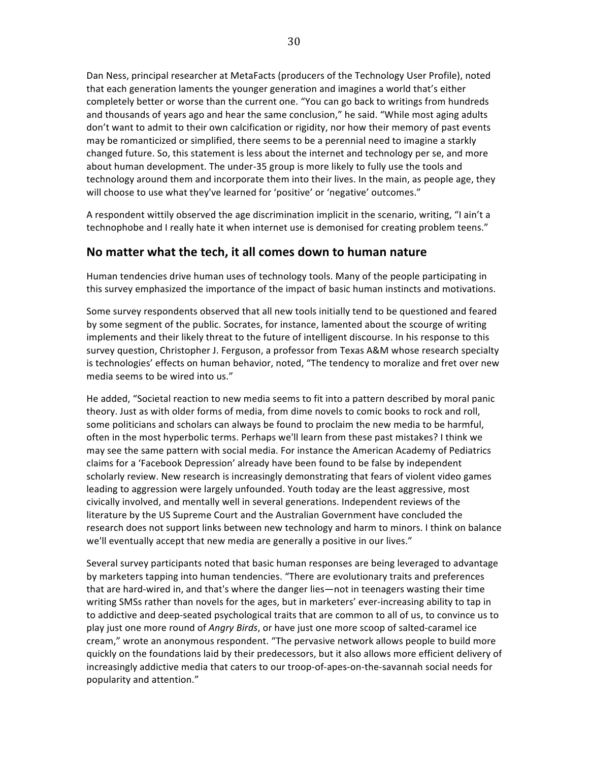Dan Ness, principal researcher at MetaFacts (producers of the Technology User Profile), noted that each generation laments the younger generation and imagines a world that's either completely better or worse than the current one. "You can go back to writings from hundreds and thousands of years ago and hear the same conclusion," he said. "While most aging adults don't want to admit to their own calcification or rigidity, nor how their memory of past events may be romanticized or simplified, there seems to be a perennial need to imagine a starkly changed future. So, this statement is less about the internet and technology per se, and more about human development. The under-35 group is more likely to fully use the tools and technology around them and incorporate them into their lives. In the main, as people age, they will choose to use what they've learned for 'positive' or 'negative' outcomes."

A respondent wittily observed the age discrimination implicit in the scenario, writing, "I ain't a technophobe and I really hate it when internet use is demonised for creating problem teens."

## No matter what the tech, it all comes down to human nature

Human tendencies drive human uses of technology tools. Many of the people participating in this survey emphasized the importance of the impact of basic human instincts and motivations.

Some survey respondents observed that all new tools initially tend to be questioned and feared by some segment of the public. Socrates, for instance, lamented about the scourge of writing implements and their likely threat to the future of intelligent discourse. In his response to this survey question, Christopher J. Ferguson, a professor from Texas A&M whose research specialty is technologies' effects on human behavior, noted, "The tendency to moralize and fret over new media seems to be wired into us."

He added, "Societal reaction to new media seems to fit into a pattern described by moral panic theory. Just as with older forms of media, from dime novels to comic books to rock and roll, some politicians and scholars can always be found to proclaim the new media to be harmful, often in the most hyperbolic terms. Perhaps we'll learn from these past mistakes? I think we may see the same pattern with social media. For instance the American Academy of Pediatrics claims for a 'Facebook Depression' already have been found to be false by independent scholarly review. New research is increasingly demonstrating that fears of violent video games leading to aggression were largely unfounded. Youth today are the least aggressive, most civically involved, and mentally well in several generations. Independent reviews of the literature by the US Supreme Court and the Australian Government have concluded the research does not support links between new technology and harm to minors. I think on balance we'll eventually accept that new media are generally a positive in our lives."

Several survey participants noted that basic human responses are being leveraged to advantage by marketers tapping into human tendencies. "There are evolutionary traits and preferences that are hard-wired in, and that's where the danger lies—not in teenagers wasting their time writing SMSs rather than novels for the ages, but in marketers' ever-increasing ability to tap in to addictive and deep-seated psychological traits that are common to all of us, to convince us to play just one more round of *Angry Birds*, or have just one more scoop of salted-caramel ice cream," wrote an anonymous respondent. "The pervasive network allows people to build more quickly on the foundations laid by their predecessors, but it also allows more efficient delivery of increasingly addictive media that caters to our troop-of-apes-on-the-savannah social needs for popularity and attention."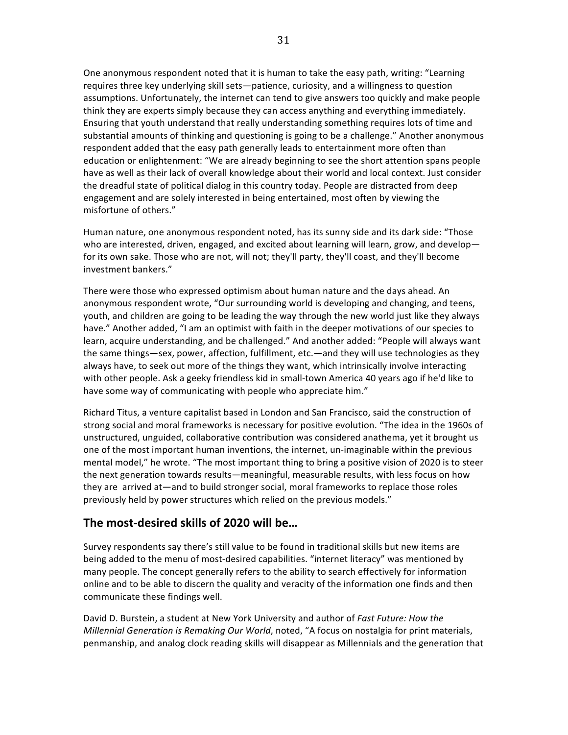One anonymous respondent noted that it is human to take the easy path, writing: "Learning requires three key underlying skill sets—patience, curiosity, and a willingness to question assumptions. Unfortunately, the internet can tend to give answers too quickly and make people think they are experts simply because they can access anything and everything immediately. Ensuring that youth understand that really understanding something requires lots of time and substantial amounts of thinking and questioning is going to be a challenge." Another anonymous respondent added that the easy path generally leads to entertainment more often than education or enlightenment: "We are already beginning to see the short attention spans people have as well as their lack of overall knowledge about their world and local context. Just consider the dreadful state of political dialog in this country today. People are distracted from deep engagement and are solely interested in being entertained, most often by viewing the misfortune of others."

Human nature, one anonymous respondent noted, has its sunny side and its dark side: "Those who are interested, driven, engaged, and excited about learning will learn, grow, and develop—for its own sake. Those who are not, will not; they'll party, they'll coast, and they'll become investment bankers."

There were those who expressed optimism about human nature and the days ahead. An anonymous respondent wrote, "Our surrounding world is developing and changing, and teens, youth, and children are going to be leading the way through the new world just like they always have." Another added, "I am an optimist with faith in the deeper motivations of our species to learn, acquire understanding, and be challenged." And another added: "People will always want the same things—sex, power, affection, fulfillment, etc.—and they will use technologies as they always have, to seek out more of the things they want, which intrinsically involve interacting with other people. Ask a geeky friendless kid in small-town America 40 years ago if he'd like to have some way of communicating with people who appreciate him."

Richard Titus, a venture capitalist based in London and San Francisco, said the construction of strong social and moral frameworks is necessary for positive evolution. "The idea in the 1960s of unstructured, unguided, collaborative contribution was considered anathema, yet it brought us one of the most important human inventions, the internet, un-imaginable within the previous mental model," he wrote. "The most important thing to bring a positive vision of 2020 is to steer the next generation towards results—meaningful, measurable results, with less focus on how they are arrived at—and to build stronger social, moral frameworks to replace those roles previously held by power structures which relied on the previous models."

## The most-desired skills of 2020 will be…

Survey respondents say there's still value to be found in traditional skills but new items are being added to the menu of most-desired capabilities. "internet literacy" was mentioned by many people. The concept generally refers to the ability to search effectively for information online and to be able to discern the quality and veracity of the information one finds and then communicate these findings well.

David D. Burstein, a student at New York University and author of *Fast Future: How the Millennial Generation is Remaking Our World*, noted, "A focus on nostalgia for print materials, penmanship, and analog clock reading skills will disappear as Millennials and the generation that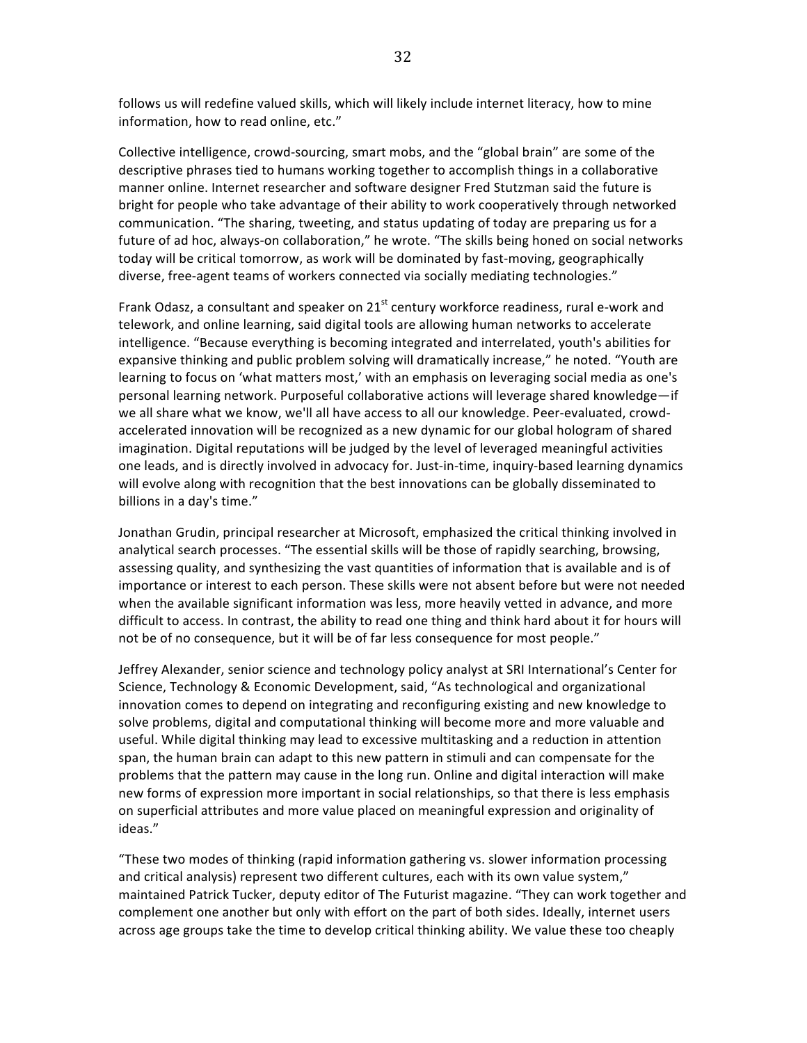follows us will redefine valued skills, which will likely include internet literacy, how to mine information, how to read online, etc."

Collective intelligence, crowd-sourcing, smart mobs, and the "global brain" are some of the descriptive phrases tied to humans working together to accomplish things in a collaborative manner online. Internet researcher and software designer Fred Stutzman said the future is bright for people who take advantage of their ability to work cooperatively through networked communication. "The sharing, tweeting, and status updating of today are preparing us for a future of ad hoc, always-on collaboration," he wrote. "The skills being honed on social networks today will be critical tomorrow, as work will be dominated by fast-moving, geographically diverse, free-agent teams of workers connected via socially mediating technologies."

Frank Odasz, a consultant and speaker on 21st century workforce readiness, rural e-work and telework, and online learning, said digital tools are allowing human networks to accelerate intelligence. "Because everything is becoming integrated and interrelated, youth's abilities for expansive thinking and public problem solving will dramatically increase," he noted. "Youth are learning to focus on 'what matters most,' with an emphasis on leveraging social media as one's personal learning network. Purposeful collaborative actions will leverage shared knowledge—if we all share what we know, we'll all have access to all our knowledge. Peer-evaluated, crowd-accelerated innovation will be recognized as a new dynamic for our global hologram of shared imagination. Digital reputations will be judged by the level of leveraged meaningful activities one leads, and is directly involved in advocacy for. Just-in-time, inquiry-based learning dynamics will evolve along with recognition that the best innovations can be globally disseminated to billions in a day's time."

Jonathan Grudin, principal researcher at Microsoft, emphasized the critical thinking involved in analytical search processes. "The essential skills will be those of rapidly searching, browsing, assessing quality, and synthesizing the vast quantities of information that is available and is of importance or interest to each person. These skills were not absent before but were not needed when the available significant information was less, more heavily vetted in advance, and more difficult to access. In contrast, the ability to read one thing and think hard about it for hours will not be of no consequence, but it will be of far less consequence for most people."

Jeffrey Alexander, senior science and technology policy analyst at SRI International's Center for Science, Technology & Economic Development, said, "As technological and organizational innovation comes to depend on integrating and reconfiguring existing and new knowledge to solve problems, digital and computational thinking will become more and more valuable and useful. While digital thinking may lead to excessive multitasking and a reduction in attention span, the human brain can adapt to this new pattern in stimuli and can compensate for the problems that the pattern may cause in the long run. Online and digital interaction will make new forms of expression more important in social relationships, so that there is less emphasis on superficial attributes and more value placed on meaningful expression and originality of ideas."

"These two modes of thinking (rapid information gathering vs. slower information processing and critical analysis) represent two different cultures, each with its own value system," maintained Patrick Tucker, deputy editor of The Futurist magazine. "They can work together and complement one another but only with effort on the part of both sides. Ideally, internet users across age groups take the time to develop critical thinking ability. We value these too cheaply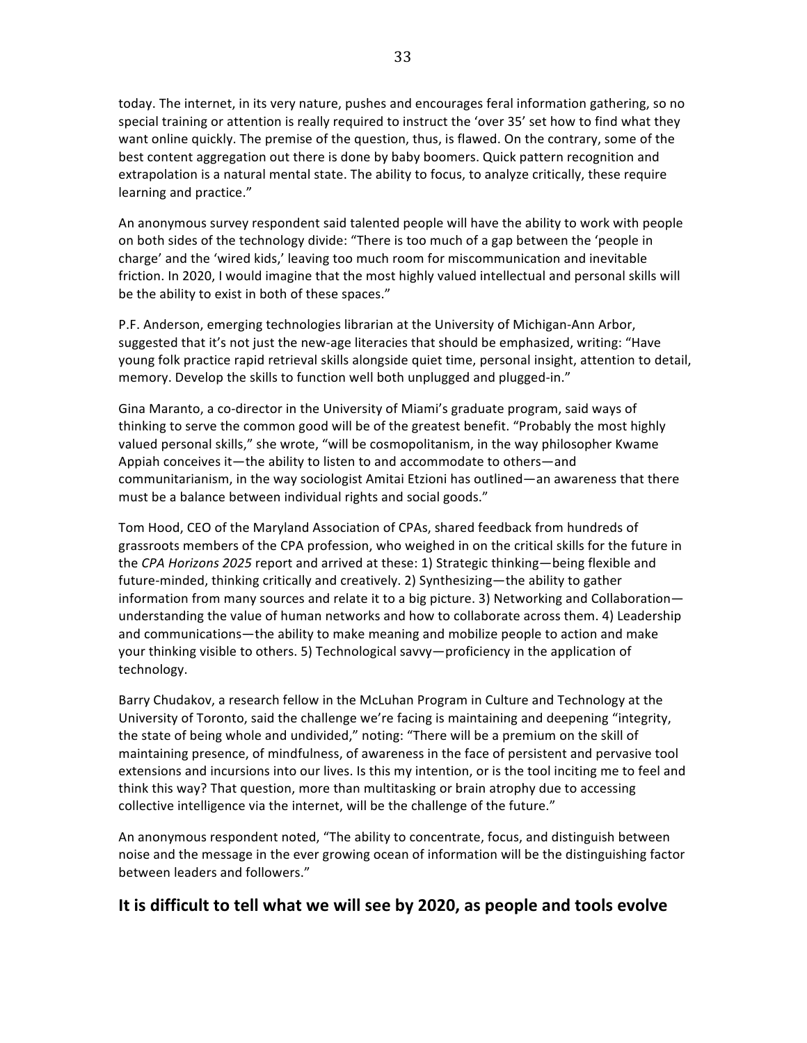today. The internet, in its very nature, pushes and encourages feral information gathering, so no special training or attention is really required to instruct the 'over 35' set how to find what they want online quickly. The premise of the question, thus, is flawed. On the contrary, some of the best content aggregation out there is done by baby boomers. Quick pattern recognition and extrapolation is a natural mental state. The ability to focus, to analyze critically, these require learning and practice."

An anonymous survey respondent said talented people will have the ability to work with people on both sides of the technology divide: "There is too much of a gap between the 'people in charge' and the 'wired kids,' leaving too much room for miscommunication and inevitable friction. In 2020, I would imagine that the most highly valued intellectual and personal skills will be the ability to exist in both of these spaces."

P.F. Anderson, emerging technologies librarian at the University of Michigan-Ann Arbor, suggested that it's not just the new-age literacies that should be emphasized, writing: "Have young folk practice rapid retrieval skills alongside quiet time, personal insight, attention to detail, memory. Develop the skills to function well both unplugged and plugged-in."

Gina Maranto, a co-director in the University of Miami's graduate program, said ways of thinking to serve the common good will be of the greatest benefit. "Probably the most highly valued personal skills," she wrote, "will be cosmopolitanism, in the way philosopher Kwame Appiah conceives it—the ability to listen to and accommodate to others—and communitarianism, in the way sociologist Amitai Etzioni has outlined—an awareness that there must be a balance between individual rights and social goods."

Tom Hood, CEO of the Maryland Association of CPAs, shared feedback from hundreds of grassroots members of the CPA profession, who weighed in on the critical skills for the future in the *CPA Horizons 2025* report and arrived at these: 1) Strategic thinking—being flexible and future-minded, thinking critically and creatively. 2) Synthesizing—the ability to gather information from many sources and relate it to a big picture. 3) Networking and Collaboration—understanding the value of human networks and how to collaborate across them. 4) Leadership and communications—the ability to make meaning and mobilize people to action and make your thinking visible to others. 5) Technological savvy—proficiency in the application of technology.

Barry Chudakov, a research fellow in the McLuhan Program in Culture and Technology at the University of Toronto, said the challenge we're facing is maintaining and deepening "integrity, the state of being whole and undivided," noting: "There will be a premium on the skill of maintaining presence, of mindfulness, of awareness in the face of persistent and pervasive tool extensions and incursions into our lives. Is this my intention, or is the tool inciting me to feel and think this way? That question, more than multitasking or brain atrophy due to accessing collective intelligence via the internet, will be the challenge of the future."

An anonymous respondent noted, "The ability to concentrate, focus, and distinguish between noise and the message in the ever growing ocean of information will be the distinguishing factor between leaders and followers."

## It is difficult to tell what we will see by 2020, as people and tools evolve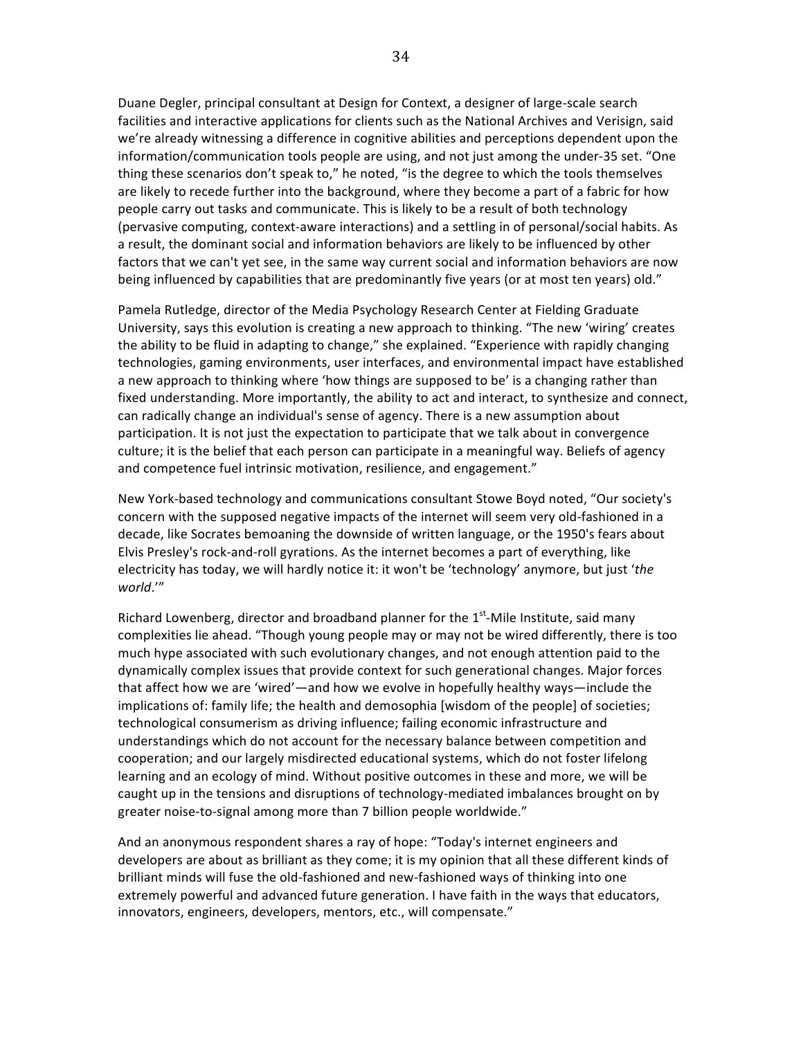Duane Degler, principal consultant at Design for Context, a designer of large-scale search facilities and interactive applications for clients such as the National Archives and Verisign, said we're already witnessing a difference in cognitive abilities and perceptions dependent upon the information/communication tools people are using, and not just among the under-35 set. "One thing these scenarios don't speak to," he noted, "is the degree to which the tools themselves are likely to recede further into the background, where they become a part of a fabric for how people carry out tasks and communicate. This is likely to be a result of both technology (pervasive computing, context-aware interactions) and a settling in of personal/social habits. As a result, the dominant social and information behaviors are likely to be influenced by other factors that we can't yet see, in the same way current social and information behaviors are now being influenced by capabilities that are predominantly five years (or at most ten years) old."

Pamela Rutledge, director of the Media Psychology Research Center at Fielding Graduate University, says this evolution is creating a new approach to thinking. "The new 'wiring' creates the ability to be fluid in adapting to change," she explained. "Experience with rapidly changing technologies, gaming environments, user interfaces, and environmental impact have established a new approach to thinking where 'how things are supposed to be' is a changing rather than fixed understanding. More importantly, the ability to act and interact, to synthesize and connect, can radically change an individual's sense of agency. There is a new assumption about participation. It is not just the expectation to participate that we talk about in convergence culture; it is the belief that each person can participate in a meaningful way. Beliefs of agency and competence fuel intrinsic motivation, resilience, and engagement."

New York-based technology and communications consultant Stowe Boyd noted, "Our society's concern with the supposed negative impacts of the internet will seem very old-fashioned in a decade, like Socrates bemoaning the downside of written language, or the 1950's fears about Elvis Presley's rock-and-roll gyrations. As the internet becomes a part of everything, like electricity has today, we will hardly notice it: it won't be 'technology' anymore, but just '*the world*.'"

Richard Lowenberg, director and broadband planner for the 1st-Mile Institute, said many complexities lie ahead. "Though young people may or may not be wired differently, there is too much hype associated with such evolutionary changes, and not enough attention paid to the dynamically complex issues that provide context for such generational changes. Major forces that affect how we are 'wired'—and how we evolve in hopefully healthy ways—include the implications of: family life; the health and demosophia [wisdom of the people] of societies; technological consumerism as driving influence; failing economic infrastructure and understandings which do not account for the necessary balance between competition and cooperation; and our largely misdirected educational systems, which do not foster lifelong learning and an ecology of mind. Without positive outcomes in these and more, we will be caught up in the tensions and disruptions of technology-mediated imbalances brought on by greater noise-to-signal among more than 7 billion people worldwide."

And an anonymous respondent shares a ray of hope: "Today's internet engineers and developers are about as brilliant as they come; it is my opinion that all these different kinds of brilliant minds will fuse the old-fashioned and new-fashioned ways of thinking into one extremely powerful and advanced future generation. I have faith in the ways that educators, innovators, engineers, developers, mentors, etc., will compensate."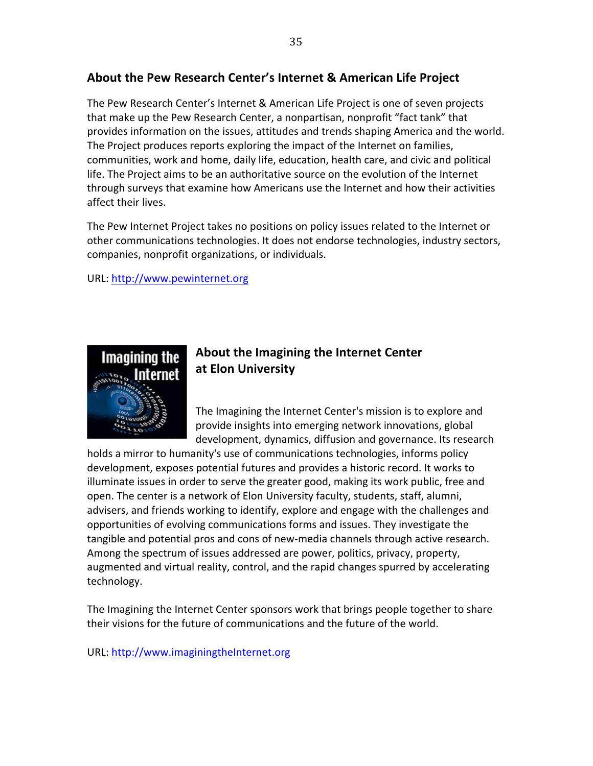## About the Pew Research Center's Internet & American Life Project

The Pew Research Center's Internet & American Life Project is one of seven projects that make up the Pew Research Center, a nonpartisan, nonprofit "fact tank" that provides information on the issues, attitudes and trends shaping America and the world. The Project produces reports exploring the impact of the Internet on families, communities, work and home, daily life, education, health care, and civic and political life. The Project aims to be an authoritative source on the evolution of the Internet through surveys that examine how Americans use the Internet and how their activities affect their lives.

The Pew Internet Project takes no positions on policy issues related to the Internet or other communications technologies. It does not endorse technologies, industry sectors, companies, nonprofit organizations, or individuals.

URL: http://www.pewinternet.org

## About the Imagining the Internet Center at Elon University

The Imagining the Internet Center's mission is to explore and provide insights into emerging network innovations, global development, dynamics, diffusion and governance. Its research holds a mirror to humanity's use of communications technologies, informs policy development, exposes potential futures and provides a historic record. It works to illuminate issues in order to serve the greater good, making its work public, free and open. The center is a network of Elon University faculty, students, staff, alumni, advisers, and friends working to identify, explore and engage with the challenges and opportunities of evolving communications forms and issues. They investigate the tangible and potential pros and cons of new-media channels through active research. Among the spectrum of issues addressed are power, politics, privacy, property, augmented and virtual reality, control, and the rapid changes spurred by accelerating technology.

The Imagining the Internet Center sponsors work that brings people together to share their visions for the future of communications and the future of the world.

URL: http://www.imaginingtheInternet.org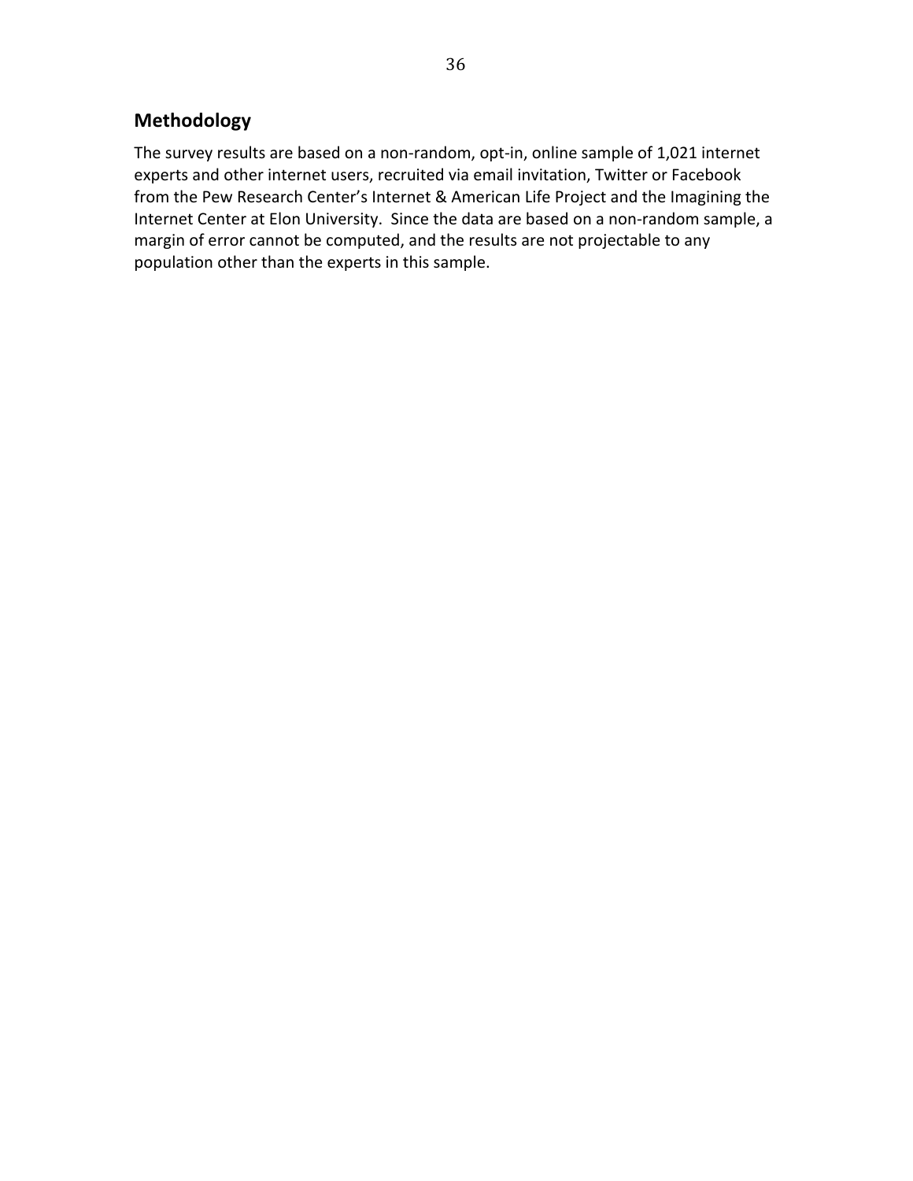## Methodology

The survey results are based on a non-random, opt-in, online sample of 1,021 internet experts and other internet users, recruited via email invitation, Twitter or Facebook from the Pew Research Center's Internet & American Life Project and the Imagining the Internet Center at Elon University. Since the data are based on a non-random sample, a margin of error cannot be computed, and the results are not projectable to any population other than the experts in this sample.